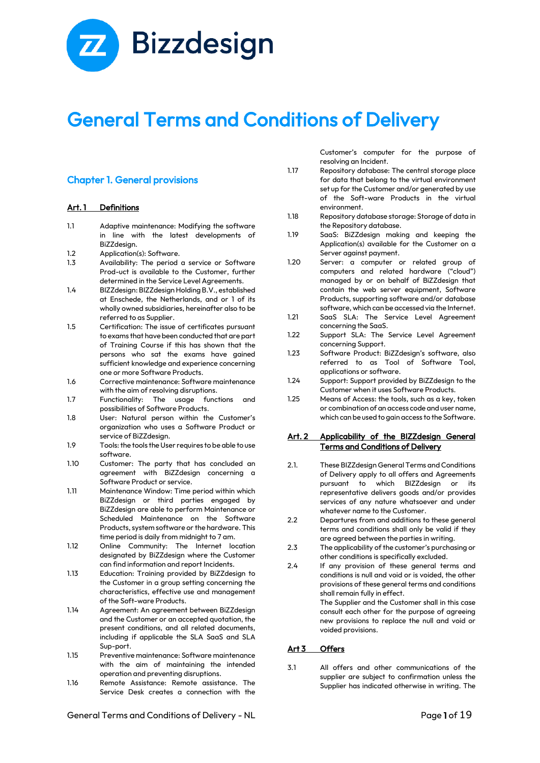Bizzdesign

# General Terms and Conditions of Delivery

## Chapter 1. General provisions

### Art. 1 Definitions

1.1 Adaptive maintenance: Modifying the software in line with the latest developments of BiZZdesign.

1.2 Application(s): Software.

1.3 Availability: The period a service or Software Prod-uct is available to the Customer, further determined in the Service Level Agreements.

1.4 BIZZdesign: BIZZdesign Holding B.V., established at Enschede, the Netherlands, and or 1 of its wholly owned subsidiaries, hereinafter also to be referred to as Supplier.

1.5 Certification: The issue of certificates pursuant to exams that have been conducted that are part of Training Course if this has shown that the persons who sat the exams have gained sufficient knowledge and experience concerning one or more Software Products.

1.6 Corrective maintenance: Software maintenance with the aim of resolving disruptions.

1.7 Functionality: The usage functions and possibilities of Software Products.

1.8 User: Natural person within the Customer's organization who uses a Software Product or service of BiZZdesign.

1.9 Tools: the tools the User requires to be able to use software.

1.10 Customer: The party that has concluded an agreement with BiZZdesign concerning a Software Product or service.

1.11 Maintenance Window: Time period within which BiZZdesign or third parties engaged by BiZZdesign are able to perform Maintenance or Scheduled Maintenance on the Software Products, system software or the hardware. This time period is daily from midnight to 7 am.

1.12 Online Community: The Internet location designated by BiZZdesign where the Customer can find information and report Incidents.

1.13 Education: Training provided by BiZZdesign to the Customer in a group setting concerning the characteristics, effective use and management of the Soft-ware Products.

1.14 Agreement: An agreement between BiZZdesign and the Customer or an accepted quotation, the present conditions, and all related documents, including if applicable the SLA SaaS and SLA Sup-port.

1.15 Preventive maintenance: Software maintenance with the aim of maintaining the intended operation and preventing disruptions.

1.16 Remote Assistance: Remote assistance. The Service Desk creates a connection with the Customer's computer for the purpose of resolving an Incident.

1.17 Repository database: The central storage place for data that belong to the virtual environment set up for the Customer and/or generated by use of the Soft-ware Products in the virtual environment.

1.18 Repository database storage: Storage of data in the Repository database.

1.19 SaaS: BiZZdesign making and keeping the Application(s) available for the Customer on a Server against payment.

1.20 Server: a computer or related group of computers and related hardware ("cloud") managed by or on behalf of BiZZdesign that contain the web server equipment, Software Products, supporting software and/or database software, which can be accessed via the Internet.

1.21 SaaS SLA: The Service Level Agreement concerning the SaaS.

1.22 Support SLA: The Service Level Agreement concerning Support.

1.23 Software Product: BiZZdesign's software, also referred to as Tool of Software Tool, applications or software.

1.24 Support: Support provided by BiZZdesign to the Customer when it uses Software Products.

1.25 Means of Access: the tools, such as a key, token or combination of an access code and user name, which can be used to gain access to the Software.

### Art. 2 Applicability of the BIZZdesign General Terms and Conditions of Delivery

2.1. These BIZZdesign General Terms and Conditions of Delivery apply to all offers and Agreements pursuant to which BIZZdesign or its representative delivers goods and/or provides services of any nature whatsoever and under whatever name to the Customer.

2.2 Departures from and additions to these general terms and conditions shall only be valid if they are agreed between the parties in writing.

2.3 The applicability of the customer's purchasing or other conditions is specifically excluded.

2.4 If any provision of these general terms and conditions is null and void or is voided, the other provisions of these general terms and conditions shall remain fully in effect.
The Supplier and the Customer shall in this case consult each other for the purpose of agreeing new provisions to replace the null and void or voided provisions.

### Art 3 Offers

3.1 All offers and other communications of the supplier are subject to confirmation unless the Supplier has indicated otherwise in writing. The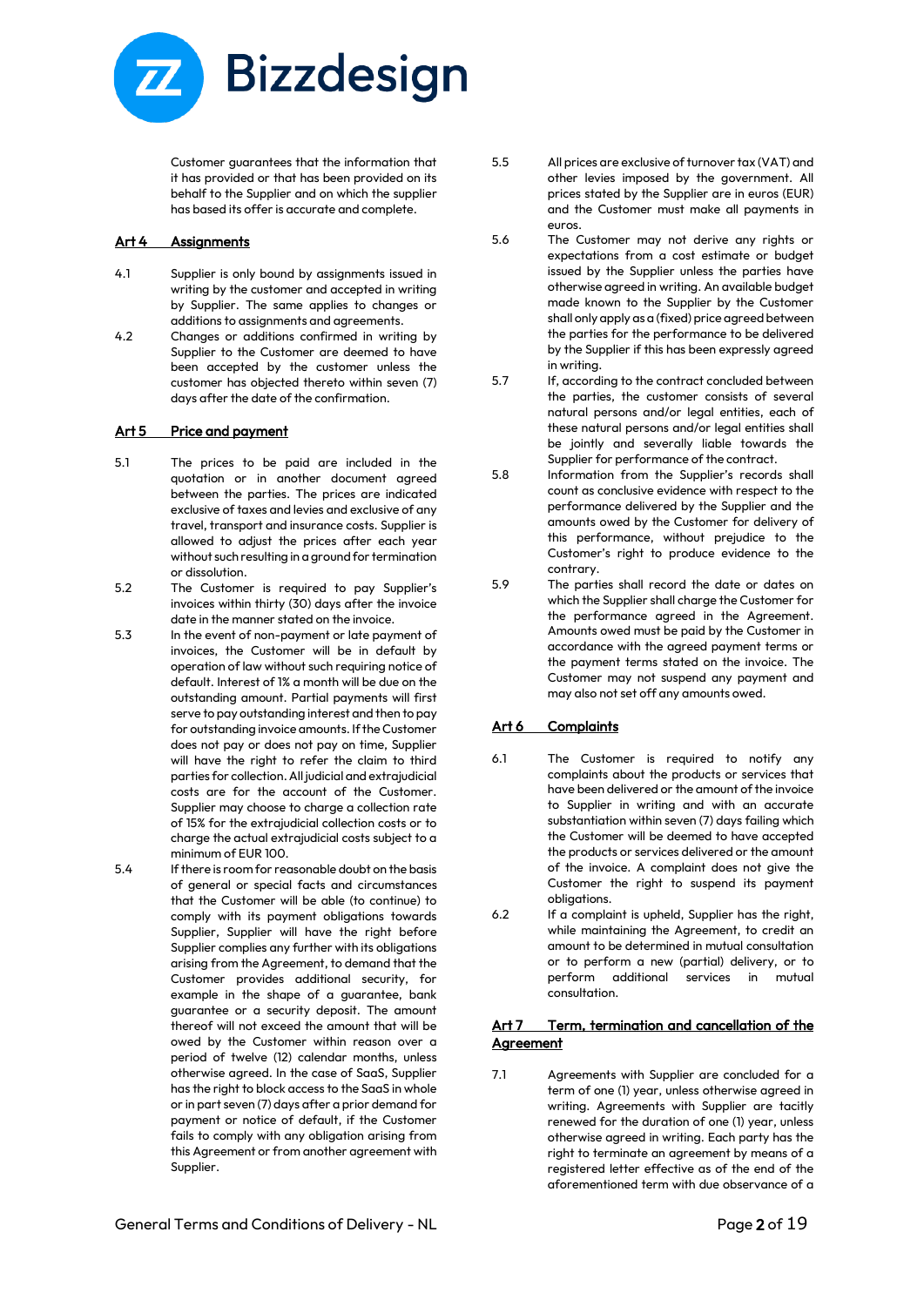Customer guarantees that the information that it has provided or that has been provided on its behalf to the Supplier and on which the supplier has based its offer is accurate and complete.

## Art 4 Assignments

4.1 Supplier is only bound by assignments issued in writing by the customer and accepted in writing by Supplier. The same applies to changes or additions to assignments and agreements.

4.2 Changes or additions confirmed in writing by Supplier to the Customer are deemed to have been accepted by the customer unless the customer has objected thereto within seven (7) days after the date of the confirmation.

## Art 5 Price and payment

5.1 The prices to be paid are included in the quotation or in another document agreed between the parties. The prices are indicated exclusive of taxes and levies and exclusive of any travel, transport and insurance costs. Supplier is allowed to adjust the prices after each year without such resulting in a ground for termination or dissolution.

5.2 The Customer is required to pay Supplier's invoices within thirty (30) days after the invoice date in the manner stated on the invoice.

5.3 In the event of non-payment or late payment of invoices, the Customer will be in default by operation of law without such requiring notice of default. Interest of 1% a month will be due on the outstanding amount. Partial payments will first serve to pay outstanding interest and then to pay for outstanding invoice amounts. If the Customer does not pay or does not pay on time, Supplier will have the right to refer the claim to third parties for collection. All judicial and extrajudicial costs are for the account of the Customer. Supplier may choose to charge a collection rate of 15% for the extrajudicial collection costs or to charge the actual extrajudicial costs subject to a minimum of EUR 100.

5.4 If there is room for reasonable doubt on the basis of general or special facts and circumstances that the Customer will be able (to continue) to comply with its payment obligations towards Supplier, Supplier will have the right before Supplier complies any further with its obligations arising from the Agreement, to demand that the Customer provides additional security, for example in the shape of a guarantee, bank guarantee or a security deposit. The amount thereof will not exceed the amount that will be owed by the Customer within reason over a period of twelve (12) calendar months, unless otherwise agreed. In the case of SaaS, Supplier has the right to block access to the SaaS in whole or in part seven (7) days after a prior demand for payment or notice of default, if the Customer fails to comply with any obligation arising from this Agreement or from another agreement with Supplier.

5.5 All prices are exclusive of turnover tax (VAT) and other levies imposed by the government. All prices stated by the Supplier are in euros (EUR) and the Customer must make all payments in euros.

5.6 The Customer may not derive any rights or expectations from a cost estimate or budget issued by the Supplier unless the parties have otherwise agreed in writing. An available budget made known to the Supplier by the Customer shall only apply as a (fixed) price agreed between the parties for the performance to be delivered by the Supplier if this has been expressly agreed in writing.

5.7 If, according to the contract concluded between the parties, the customer consists of several natural persons and/or legal entities, each of these natural persons and/or legal entities shall be jointly and severally liable towards the Supplier for performance of the contract.

5.8 Information from the Supplier's records shall count as conclusive evidence with respect to the performance delivered by the Supplier and the amounts owed by the Customer for delivery of this performance, without prejudice to the Customer's right to produce evidence to the contrary.

5.9 The parties shall record the date or dates on which the Supplier shall charge the Customer for the performance agreed in the Agreement. Amounts owed must be paid by the Customer in accordance with the agreed payment terms or the payment terms stated on the invoice. The Customer may not suspend any payment and may also not set off any amounts owed.

## Art 6 Complaints

6.1 The Customer is required to notify any complaints about the products or services that have been delivered or the amount of the invoice to Supplier in writing and with an accurate substantiation within seven (7) days failing which the Customer will be deemed to have accepted the products or services delivered or the amount of the invoice. A complaint does not give the Customer the right to suspend its payment obligations.

6.2 If a complaint is upheld, Supplier has the right, while maintaining the Agreement, to credit an amount to be determined in mutual consultation or to perform a new (partial) delivery, or to perform additional services in mutual consultation.

## Art 7 Term, termination and cancellation of the Agreement

7.1 Agreements with Supplier are concluded for a term of one (1) year, unless otherwise agreed in writing. Agreements with Supplier are tacitly renewed for the duration of one (1) year, unless otherwise agreed in writing. Each party has the right to terminate an agreement by means of a registered letter effective as of the end of the aforementioned term with due observance of a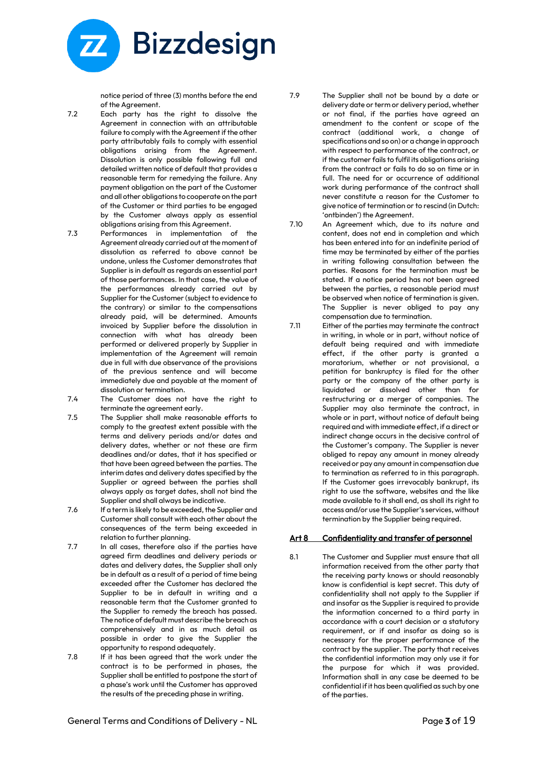notice period of three (3) months before the end of the Agreement.

7.2 Each party has the right to dissolve the Agreement in connection with an attributable failure to comply with the Agreement if the other party attributably fails to comply with essential obligations arising from the Agreement. Dissolution is only possible following full and detailed written notice of default that provides a reasonable term for remedying the failure. Any payment obligation on the part of the Customer and all other obligations to cooperate on the part of the Customer or third parties to be engaged by the Customer always apply as essential obligations arising from this Agreement.

7.3 Performances in implementation of the Agreement already carried out at the moment of dissolution as referred to above cannot be undone, unless the Customer demonstrates that Supplier is in default as regards an essential part of those performances. In that case, the value of the performances already carried out by Supplier for the Customer (subject to evidence to the contrary) or similar to the compensations already paid, will be determined. Amounts invoiced by Supplier before the dissolution in connection with what has already been performed or delivered properly by Supplier in implementation of the Agreement will remain due in full with due observance of the provisions of the previous sentence and will become immediately due and payable at the moment of dissolution or termination.

7.4 The Customer does not have the right to terminate the agreement early.

7.5 The Supplier shall make reasonable efforts to comply to the greatest extent possible with the terms and delivery periods and/or dates and delivery dates, whether or not these are firm deadlines and/or dates, that it has specified or that have been agreed between the parties. The interim dates and delivery dates specified by the Supplier or agreed between the parties shall always apply as target dates, shall not bind the Supplier and shall always be indicative.

7.6 If a term is likely to be exceeded, the Supplier and Customer shall consult with each other about the consequences of the term being exceeded in relation to further planning.

7.7 In all cases, therefore also if the parties have agreed firm deadlines and delivery periods or dates and delivery dates, the Supplier shall only be in default as a result of a period of time being exceeded after the Customer has declared the Supplier to be in default in writing and a reasonable term that the Customer granted to the Supplier to remedy the breach has passed. The notice of default must describe the breach as comprehensively and in as much detail as possible in order to give the Supplier the opportunity to respond adequately.

7.8 If it has been agreed that the work under the contract is to be performed in phases, the Supplier shall be entitled to postpone the start of a phase's work until the Customer has approved the results of the preceding phase in writing.

7.9 The Supplier shall not be bound by a date or delivery date or term or delivery period, whether or not final, if the parties have agreed an amendment to the content or scope of the contract (additional work, a change of specifications and so on) or a change in approach with respect to performance of the contract, or if the customer fails to fulfil its obligations arising from the contract or fails to do so on time or in full. The need for or occurrence of additional work during performance of the contract shall never constitute a reason for the Customer to give notice of termination or to rescind (in Dutch: 'ontbinden') the Agreement.

7.10 An Agreement which, due to its nature and content, does not end in completion and which has been entered into for an indefinite period of time may be terminated by either of the parties in writing following consultation between the parties. Reasons for the termination must be stated. If a notice period has not been agreed between the parties, a reasonable period must be observed when notice of termination is given. The Supplier is never obliged to pay any compensation due to termination.

7.11 Either of the parties may terminate the contract in writing, in whole or in part, without notice of default being required and with immediate effect, if the other party is granted a moratorium, whether or not provisional, a petition for bankruptcy is filed for the other party or the company of the other party is liquidated or dissolved other than for restructuring or a merger of companies. The Supplier may also terminate the contract, in whole or in part, without notice of default being required and with immediate effect, if a direct or indirect change occurs in the decisive control of the Customer's company. The Supplier is never obliged to repay any amount in money already received or pay any amount in compensation due to termination as referred to in this paragraph. If the Customer goes irrevocably bankrupt, its right to use the software, websites and the like made available to it shall end, as shall its right to access and/or use the Supplier's services, without termination by the Supplier being required.

## Art 8 Confidentiality and transfer of personnel

8.1 The Customer and Supplier must ensure that all information received from the other party that the receiving party knows or should reasonably know is confidential is kept secret. This duty of confidentiality shall not apply to the Supplier if and insofar as the Supplier is required to provide the information concerned to a third party in accordance with a court decision or a statutory requirement, or if and insofar as doing so is necessary for the proper performance of the contract by the supplier. The party that receives the confidential information may only use it for the purpose for which it was provided. Information shall in any case be deemed to be confidential if it has been qualified as such by one of the parties.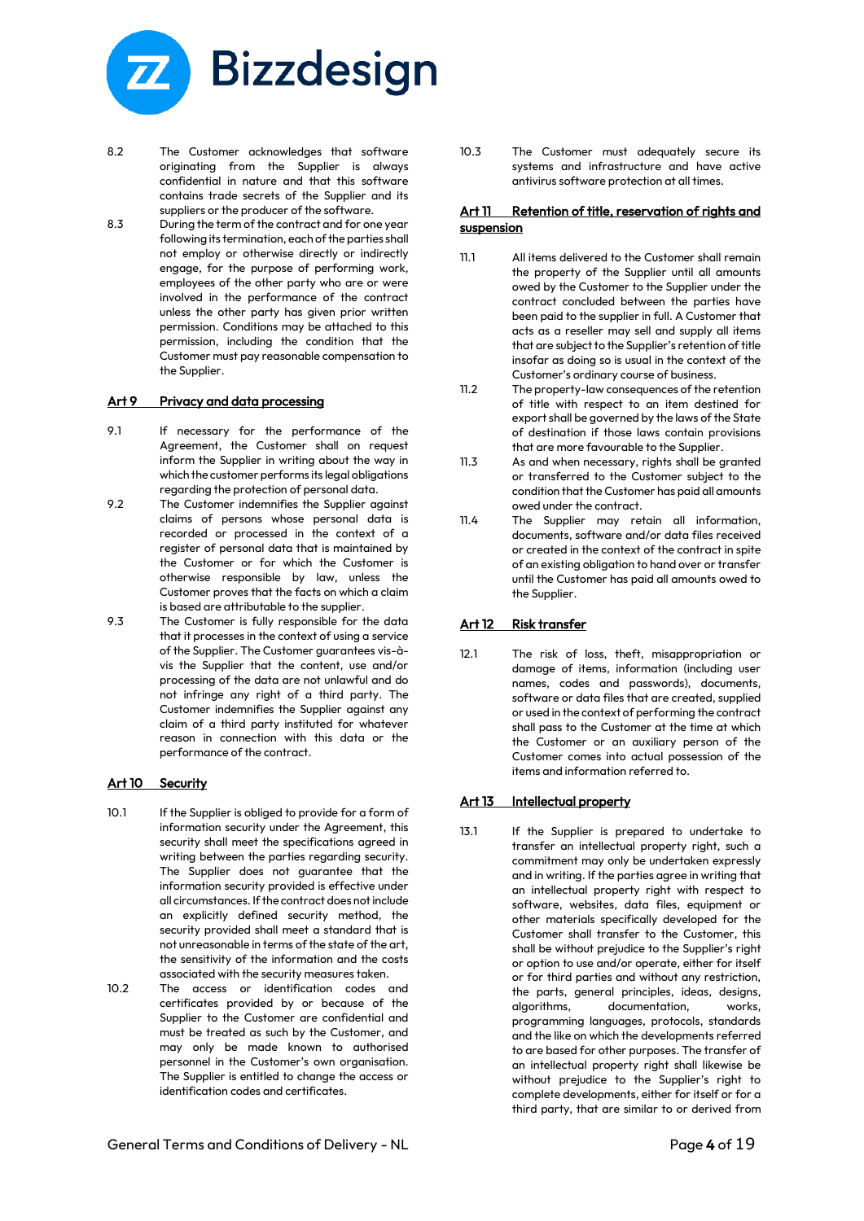8.2 The Customer acknowledges that software originating from the Supplier is always confidential in nature and that this software contains trade secrets of the Supplier and its suppliers or the producer of the software.

8.3 During the term of the contract and for one year following its termination, each of the parties shall not employ or otherwise directly or indirectly engage, for the purpose of performing work, employees of the other party who are or were involved in the performance of the contract unless the other party has given prior written permission. Conditions may be attached to this permission, including the condition that the Customer must pay reasonable compensation to the Supplier.

## Art 9 Privacy and data processing

9.1 If necessary for the performance of the Agreement, the Customer shall on request inform the Supplier in writing about the way in which the customer performs its legal obligations regarding the protection of personal data.

9.2 The Customer indemnifies the Supplier against claims of persons whose personal data is recorded or processed in the context of a register of personal data that is maintained by the Customer or for which the Customer is otherwise responsible by law, unless the Customer proves that the facts on which a claim is based are attributable to the supplier.

9.3 The Customer is fully responsible for the data that it processes in the context of using a service of the Supplier. The Customer guarantees vis-à-vis the Supplier that the content, use and/or processing of the data are not unlawful and do not infringe any right of a third party. The Customer indemnifies the Supplier against any claim of a third party instituted for whatever reason in connection with this data or the performance of the contract.

## Art 10 Security

10.1 If the Supplier is obliged to provide for a form of information security under the Agreement, this security shall meet the specifications agreed in writing between the parties regarding security. The Supplier does not guarantee that the information security provided is effective under all circumstances. If the contract does not include an explicitly defined security method, the security provided shall meet a standard that is not unreasonable in terms of the state of the art, the sensitivity of the information and the costs associated with the security measures taken.

10.2 The access or identification codes and certificates provided by or because of the Supplier to the Customer are confidential and must be treated as such by the Customer, and may only be made known to authorised personnel in the Customer's own organisation. The Supplier is entitled to change the access or identification codes and certificates.

10.3 The Customer must adequately secure its systems and infrastructure and have active antivirus software protection at all times.

## Art 11 Retention of title, reservation of rights and suspension

11.1 All items delivered to the Customer shall remain the property of the Supplier until all amounts owed by the Customer to the Supplier under the contract concluded between the parties have been paid to the supplier in full. A Customer that acts as a reseller may sell and supply all items that are subject to the Supplier's retention of title insofar as doing so is usual in the context of the Customer's ordinary course of business.

11.2 The property-law consequences of the retention of title with respect to an item destined for export shall be governed by the laws of the State of destination if those laws contain provisions that are more favourable to the Supplier.

11.3 As and when necessary, rights shall be granted or transferred to the Customer subject to the condition that the Customer has paid all amounts owed under the contract.

11.4 The Supplier may retain all information, documents, software and/or data files received or created in the context of the contract in spite of an existing obligation to hand over or transfer until the Customer has paid all amounts owed to the Supplier.

## Art 12 Risk transfer

12.1 The risk of loss, theft, misappropriation or damage of items, information (including user names, codes and passwords), documents, software or data files that are created, supplied or used in the context of performing the contract shall pass to the Customer at the time at which the Customer or an auxiliary person of the Customer comes into actual possession of the items and information referred to.

## Art 13 Intellectual property

13.1 If the Supplier is prepared to undertake to transfer an intellectual property right, such a commitment may only be undertaken expressly and in writing. If the parties agree in writing that an intellectual property right with respect to software, websites, data files, equipment or other materials specifically developed for the Customer shall transfer to the Customer, this shall be without prejudice to the Supplier's right or option to use and/or operate, either for itself or for third parties and without any restriction, the parts, general principles, ideas, designs, algorithms, documentation, works, programming languages, protocols, standards and the like on which the developments referred to are based for other purposes. The transfer of an intellectual property right shall likewise be without prejudice to the Supplier's right to complete developments, either for itself or for a third party, that are similar to or derived from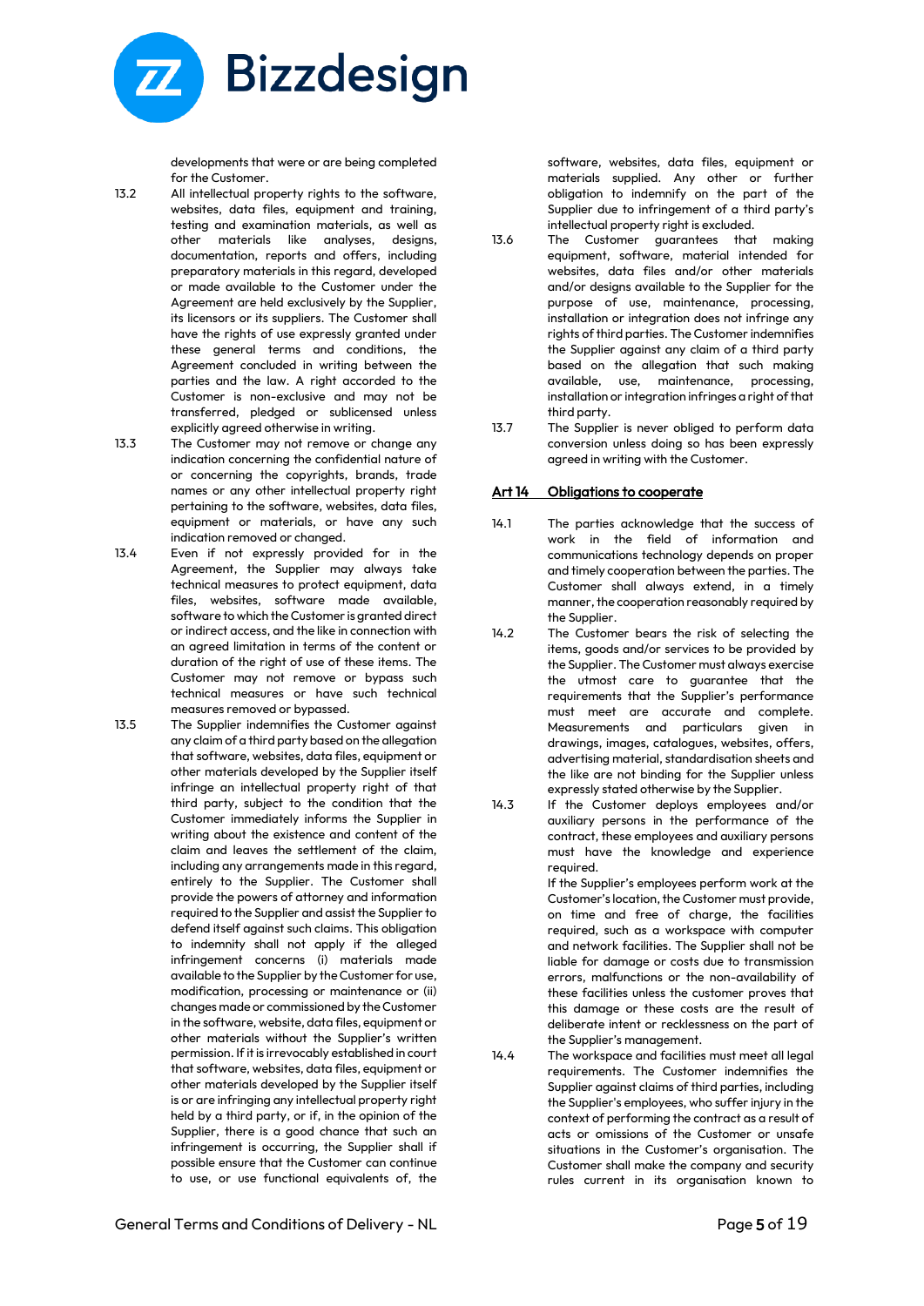developments that were or are being completed for the Customer.

13.2 All intellectual property rights to the software, websites, data files, equipment and training, testing and examination materials, as well as other materials like analyses, designs, documentation, reports and offers, including preparatory materials in this regard, developed or made available to the Customer under the Agreement are held exclusively by the Supplier, its licensors or its suppliers. The Customer shall have the rights of use expressly granted under these general terms and conditions, the Agreement concluded in writing between the parties and the law. A right accorded to the Customer is non-exclusive and may not be transferred, pledged or sublicensed unless explicitly agreed otherwise in writing.

13.3 The Customer may not remove or change any indication concerning the confidential nature of or concerning the copyrights, brands, trade names or any other intellectual property right pertaining to the software, websites, data files, equipment or materials, or have any such indication removed or changed.

13.4 Even if not expressly provided for in the Agreement, the Supplier may always take technical measures to protect equipment, data files, websites, software made available, software to which the Customer is granted direct or indirect access, and the like in connection with an agreed limitation in terms of the content or duration of the right of use of these items. The Customer may not remove or bypass such technical measures or have such technical measures removed or bypassed.

13.5 The Supplier indemnifies the Customer against any claim of a third party based on the allegation that software, websites, data files, equipment or other materials developed by the Supplier itself infringe an intellectual property right of that third party, subject to the condition that the Customer immediately informs the Supplier in writing about the existence and content of the claim and leaves the settlement of the claim, including any arrangements made in this regard, entirely to the Supplier. The Customer shall provide the powers of attorney and information required to the Supplier and assist the Supplier to defend itself against such claims. This obligation to indemnify shall not apply if the alleged infringement concerns (i) materials made available to the Supplier by the Customer for use, modification, processing or maintenance or (ii) changes made or commissioned by the Customer in the software, website, data files, equipment or other materials without the Supplier's written permission. If it is irrevocably established in court that software, websites, data files, equipment or other materials developed by the Supplier itself is or are infringing any intellectual property right held by a third party, or if, in the opinion of the Supplier, there is a good chance that such an infringement is occurring, the Supplier shall if possible ensure that the Customer can continue to use, or use functional equivalents of, the software, websites, data files, equipment or materials supplied. Any other or further obligation to indemnify on the part of the Supplier due to infringement of a third party's intellectual property right is excluded.

13.6 The Customer guarantees that making equipment, software, material intended for websites, data files and/or other materials and/or designs available to the Supplier for the purpose of use, maintenance, processing, installation or integration does not infringe any rights of third parties. The Customer indemnifies the Supplier against any claim of a third party based on the allegation that such making available, use, maintenance, processing, installation or integration infringes a right of that third party.

13.7 The Supplier is never obliged to perform data conversion unless doing so has been expressly agreed in writing with the Customer.

## Art 14 Obligations to cooperate

14.1 The parties acknowledge that the success of work in the field of information and communications technology depends on proper and timely cooperation between the parties. The Customer shall always extend, in a timely manner, the cooperation reasonably required by the Supplier.

14.2 The Customer bears the risk of selecting the items, goods and/or services to be provided by the Supplier. The Customer must always exercise the utmost care to guarantee that the requirements that the Supplier's performance must meet are accurate and complete. Measurements and particulars given in drawings, images, catalogues, websites, offers, advertising material, standardisation sheets and the like are not binding for the Supplier unless expressly stated otherwise by the Supplier.

14.3 If the Customer deploys employees and/or auxiliary persons in the performance of the contract, these employees and auxiliary persons must have the knowledge and experience required.

If the Supplier's employees perform work at the Customer's location, the Customer must provide, on time and free of charge, the facilities required, such as a workspace with computer and network facilities. The Supplier shall not be liable for damage or costs due to transmission errors, malfunctions or the non-availability of these facilities unless the customer proves that this damage or these costs are the result of deliberate intent or recklessness on the part of the Supplier's management.

14.4 The workspace and facilities must meet all legal requirements. The Customer indemnifies the Supplier against claims of third parties, including the Supplier's employees, who suffer injury in the context of performing the contract as a result of acts or omissions of the Customer or unsafe situations in the Customer's organisation. The Customer shall make the company and security rules current in its organisation known to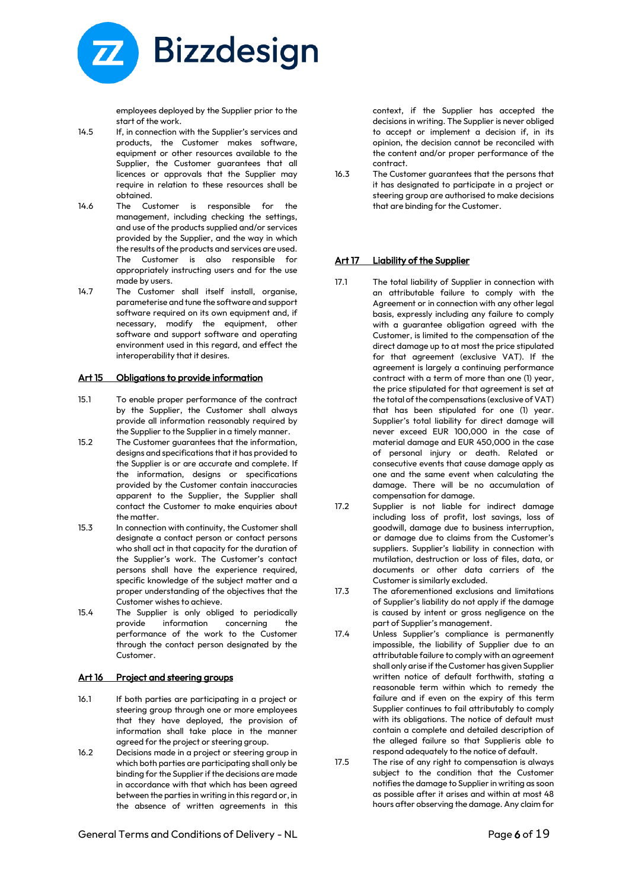employees deployed by the Supplier prior to the start of the work.

14.5 If, in connection with the Supplier's services and products, the Customer makes software, equipment or other resources available to the Supplier, the Customer guarantees that all licences or approvals that the Supplier may require in relation to these resources shall be obtained.

14.6 The Customer is responsible for the management, including checking the settings, and use of the products supplied and/or services provided by the Supplier, and the way in which the results of the products and services are used. The Customer is also responsible for appropriately instructing users and for the use made by users.

14.7 The Customer shall itself install, organise, parameterise and tune the software and support software required on its own equipment and, if necessary, modify the equipment, other software and support software and operating environment used in this regard, and effect the interoperability that it desires.

## Art 15 Obligations to provide information

15.1 To enable proper performance of the contract by the Supplier, the Customer shall always provide all information reasonably required by the Supplier to the Supplier in a timely manner.

15.2 The Customer guarantees that the information, designs and specifications that it has provided to the Supplier is or are accurate and complete. If the information, designs or specifications provided by the Customer contain inaccuracies apparent to the Supplier, the Supplier shall contact the Customer to make enquiries about the matter.

15.3 In connection with continuity, the Customer shall designate a contact person or contact persons who shall act in that capacity for the duration of the Supplier's work. The Customer's contact persons shall have the experience required, specific knowledge of the subject matter and a proper understanding of the objectives that the Customer wishes to achieve.

15.4 The Supplier is only obliged to periodically provide information concerning the performance of the work to the Customer through the contact person designated by the Customer.

## Art 16 Project and steering groups

16.1 If both parties are participating in a project or steering group through one or more employees that they have deployed, the provision of information shall take place in the manner agreed for the project or steering group.

16.2 Decisions made in a project or steering group in which both parties are participating shall only be binding for the Supplier if the decisions are made in accordance with that which has been agreed between the parties in writing in this regard or, in the absence of written agreements in this context, if the Supplier has accepted the decisions in writing. The Supplier is never obliged to accept or implement a decision if, in its opinion, the decision cannot be reconciled with the content and/or proper performance of the contract.

16.3 The Customer guarantees that the persons that it has designated to participate in a project or steering group are authorised to make decisions that are binding for the Customer.

## Art 17 Liability of the Supplier

17.1 The total liability of Supplier in connection with an attributable failure to comply with the Agreement or in connection with any other legal basis, expressly including any failure to comply with a guarantee obligation agreed with the Customer, is limited to the compensation of the direct damage up to at most the price stipulated for that agreement (exclusive VAT). If the agreement is largely a continuing performance contract with a term of more than one (1) year, the price stipulated for that agreement is set at the total of the compensations (exclusive of VAT) that has been stipulated for one (1) year. Supplier's total liability for direct damage will never exceed EUR 100,000 in the case of material damage and EUR 450,000 in the case of personal injury or death. Related or consecutive events that cause damage apply as one and the same event when calculating the damage. There will be no accumulation of compensation for damage.

17.2 Supplier is not liable for indirect damage including loss of profit, lost savings, loss of goodwill, damage due to business interruption, or damage due to claims from the Customer's suppliers. Supplier's liability in connection with mutilation, destruction or loss of files, data, or documents or other data carriers of the Customer is similarly excluded.

17.3 The aforementioned exclusions and limitations of Supplier's liability do not apply if the damage is caused by intent or gross negligence on the part of Supplier's management.

17.4 Unless Supplier's compliance is permanently impossible, the liability of Supplier due to an attributable failure to comply with an agreement shall only arise if the Customer has given Supplier written notice of default forthwith, stating a reasonable term within which to remedy the failure and if even on the expiry of this term Supplier continues to fail attributably to comply with its obligations. The notice of default must contain a complete and detailed description of the alleged failure so that Supplieris able to respond adequately to the notice of default.

17.5 The rise of any right to compensation is always subject to the condition that the Customer notifies the damage to Supplier in writing as soon as possible after it arises and within at most 48 hours after observing the damage. Any claim for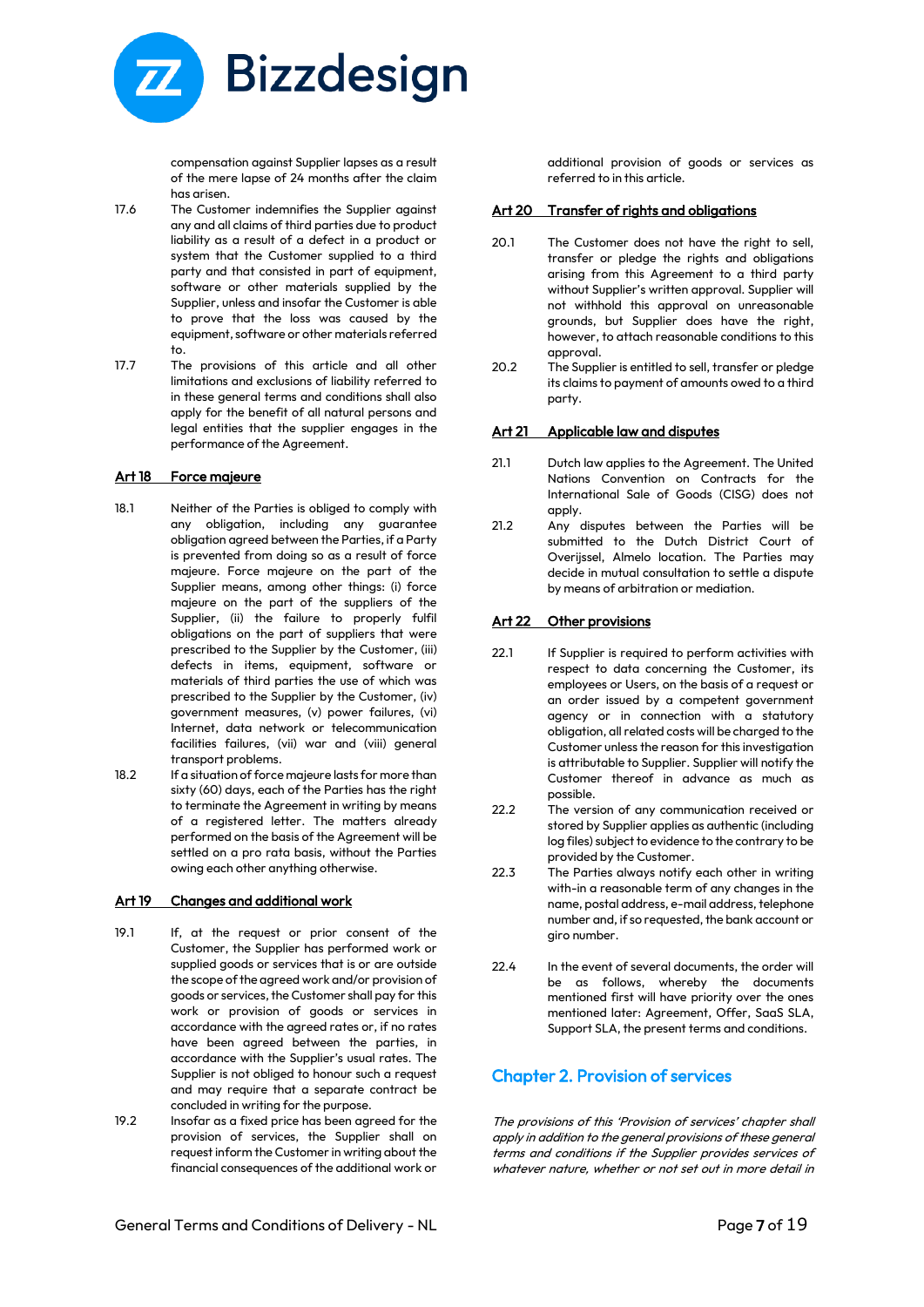compensation against Supplier lapses as a result of the mere lapse of 24 months after the claim has arisen.

17.6 The Customer indemnifies the Supplier against any and all claims of third parties due to product liability as a result of a defect in a product or system that the Customer supplied to a third party and that consisted in part of equipment, software or other materials supplied by the Supplier, unless and insofar the Customer is able to prove that the loss was caused by the equipment, software or other materials referred to.

17.7 The provisions of this article and all other limitations and exclusions of liability referred to in these general terms and conditions shall also apply for the benefit of all natural persons and legal entities that the supplier engages in the performance of the Agreement.

## Art 18 Force majeure

18.1 Neither of the Parties is obliged to comply with any obligation, including any guarantee obligation agreed between the Parties, if a Party is prevented from doing so as a result of force majeure. Force majeure on the part of the Supplier means, among other things: (i) force majeure on the part of the suppliers of the Supplier, (ii) the failure to properly fulfil obligations on the part of suppliers that were prescribed to the Supplier by the Customer, (iii) defects in items, equipment, software or materials of third parties the use of which was prescribed to the Supplier by the Customer, (iv) government measures, (v) power failures, (vi) Internet, data network or telecommunication facilities failures, (vii) war and (viii) general transport problems.

18.2 If a situation of force majeure lasts for more than sixty (60) days, each of the Parties has the right to terminate the Agreement in writing by means of a registered letter. The matters already performed on the basis of the Agreement will be settled on a pro rata basis, without the Parties owing each other anything otherwise.

## Art 19 Changes and additional work

19.1 If, at the request or prior consent of the Customer, the Supplier has performed work or supplied goods or services that is or are outside the scope of the agreed work and/or provision of goods or services, the Customer shall pay for this work or provision of goods or services in accordance with the agreed rates or, if no rates have been agreed between the parties, in accordance with the Supplier's usual rates. The Supplier is not obliged to honour such a request and may require that a separate contract be concluded in writing for the purpose.

19.2 Insofar as a fixed price has been agreed for the provision of services, the Supplier shall on request inform the Customer in writing about the financial consequences of the additional work or additional provision of goods or services as referred to in this article.

## Art 20 Transfer of rights and obligations

20.1 The Customer does not have the right to sell, transfer or pledge the rights and obligations arising from this Agreement to a third party without Supplier's written approval. Supplier will not withhold this approval on unreasonable grounds, but Supplier does have the right, however, to attach reasonable conditions to this approval.

20.2 The Supplier is entitled to sell, transfer or pledge its claims to payment of amounts owed to a third party.

## Art 21 Applicable law and disputes

21.1 Dutch law applies to the Agreement. The United Nations Convention on Contracts for the International Sale of Goods (CISG) does not apply.

21.2 Any disputes between the Parties will be submitted to the Dutch District Court of Overijssel, Almelo location. The Parties may decide in mutual consultation to settle a dispute by means of arbitration or mediation.

## Art 22 Other provisions

22.1 If Supplier is required to perform activities with respect to data concerning the Customer, its employees or Users, on the basis of a request or an order issued by a competent government agency or in connection with a statutory obligation, all related costs will be charged to the Customer unless the reason for this investigation is attributable to Supplier. Supplier will notify the Customer thereof in advance as much as possible.

22.2 The version of any communication received or stored by Supplier applies as authentic (including log files) subject to evidence to the contrary to be provided by the Customer.

22.3 The Parties always notify each other in writing with-in a reasonable term of any changes in the name, postal address, e-mail address, telephone number and, if so requested, the bank account or giro number.

22.4 In the event of several documents, the order will be as follows, whereby the documents mentioned first will have priority over the ones mentioned later: Agreement, Offer, SaaS SLA, Support SLA, the present terms and conditions.

# Chapter 2. Provision of services

*The provisions of this 'Provision of services' chapter shall apply in addition to the general provisions of these general terms and conditions if the Supplier provides services of whatever nature, whether or not set out in more detail in*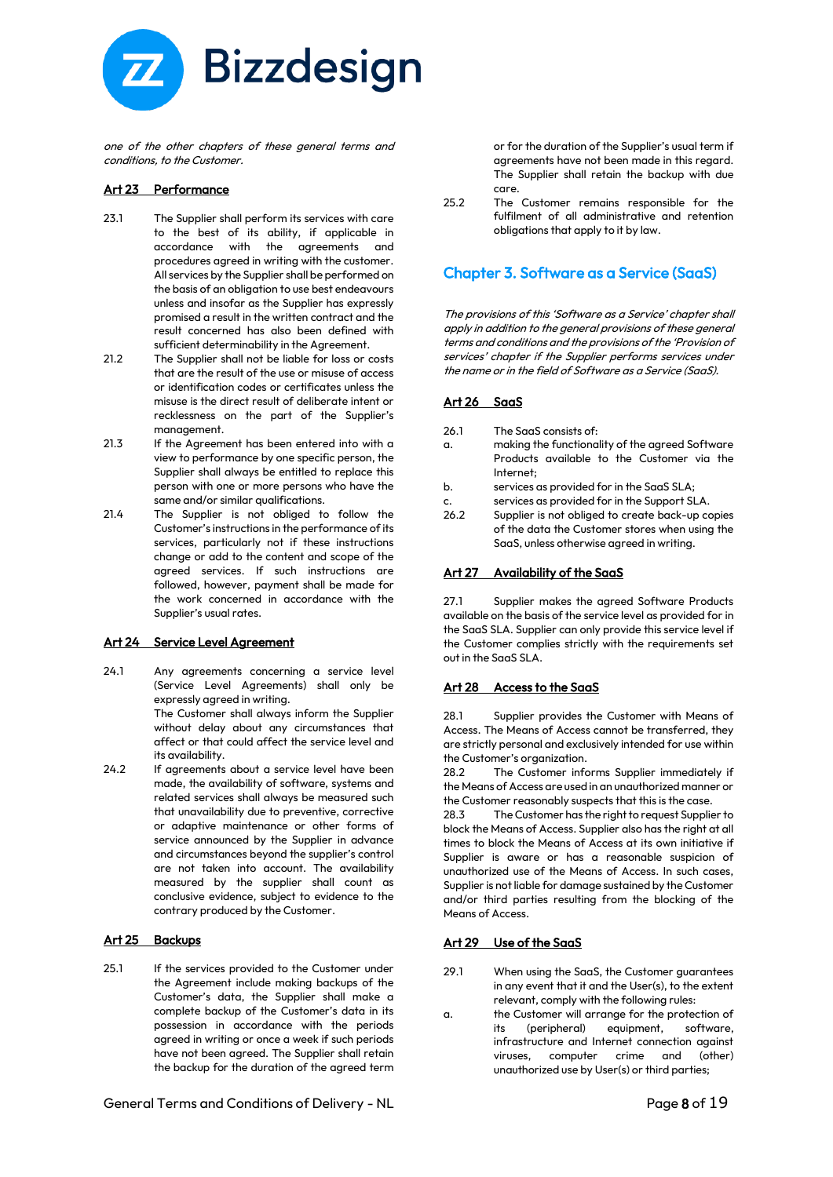*one of the other chapters of these general terms and conditions, to the Customer.*

## Art 23 Performance

23.1 The Supplier shall perform its services with care to the best of its ability, if applicable in accordance with the agreements and procedures agreed in writing with the customer. All services by the Supplier shall be performed on the basis of an obligation to use best endeavours unless and insofar as the Supplier has expressly promised a result in the written contract and the result concerned has also been defined with sufficient determinability in the Agreement.

21.2 The Supplier shall not be liable for loss or costs that are the result of the use or misuse of access or identification codes or certificates unless the misuse is the direct result of deliberate intent or recklessness on the part of the Supplier's management.

21.3 If the Agreement has been entered into with a view to performance by one specific person, the Supplier shall always be entitled to replace this person with one or more persons who have the same and/or similar qualifications.

21.4 The Supplier is not obliged to follow the Customer's instructions in the performance of its services, particularly not if these instructions change or add to the content and scope of the agreed services. If such instructions are followed, however, payment shall be made for the work concerned in accordance with the Supplier's usual rates.

## Art 24 Service Level Agreement

24.1 Any agreements concerning a service level (Service Level Agreements) shall only be expressly agreed in writing.
The Customer shall always inform the Supplier without delay about any circumstances that affect or that could affect the service level and its availability.

24.2 If agreements about a service level have been made, the availability of software, systems and related services shall always be measured such that unavailability due to preventive, corrective or adaptive maintenance or other forms of service announced by the Supplier in advance and circumstances beyond the supplier's control are not taken into account. The availability measured by the supplier shall count as conclusive evidence, subject to evidence to the contrary produced by the Customer.

## Art 25 Backups

25.1 If the services provided to the Customer under the Agreement include making backups of the Customer's data, the Supplier shall make a complete backup of the Customer's data in its possession in accordance with the periods agreed in writing or once a week if such periods have not been agreed. The Supplier shall retain the backup for the duration of the agreed term or for the duration of the Supplier's usual term if agreements have not been made in this regard. The Supplier shall retain the backup with due care.

25.2 The Customer remains responsible for the fulfilment of all administrative and retention obligations that apply to it by law.

# Chapter 3. Software as a Service (SaaS)

*The provisions of this 'Software as a Service' chapter shall apply in addition to the general provisions of these general terms and conditions and the provisions of the 'Provision of services' chapter if the Supplier performs services under the name or in the field of Software as a Service (SaaS).*

## Art 26 SaaS

26.1 The SaaS consists of:

a. making the functionality of the agreed Software Products available to the Customer via the Internet;

b. services as provided for in the SaaS SLA;

c. services as provided for in the Support SLA.

26.2 Supplier is not obliged to create back-up copies of the data the Customer stores when using the SaaS, unless otherwise agreed in writing.

## Art 27 Availability of the SaaS

27.1 Supplier makes the agreed Software Products available on the basis of the service level as provided for in the SaaS SLA. Supplier can only provide this service level if the Customer complies strictly with the requirements set out in the SaaS SLA.

## Art 28 Access to the SaaS

28.1 Supplier provides the Customer with Means of Access. The Means of Access cannot be transferred, they are strictly personal and exclusively intended for use within the Customer's organization.

28.2 The Customer informs Supplier immediately if the Means of Access are used in an unauthorized manner or the Customer reasonably suspects that this is the case.

28.3 The Customer has the right to request Supplier to block the Means of Access. Supplier also has the right at all times to block the Means of Access at its own initiative if Supplier is aware or has a reasonable suspicion of unauthorized use of the Means of Access. In such cases, Supplier is not liable for damage sustained by the Customer and/or third parties resulting from the blocking of the Means of Access.

## Art 29 Use of the SaaS

29.1 When using the SaaS, the Customer guarantees in any event that it and the User(s), to the extent relevant, comply with the following rules:

a. the Customer will arrange for the protection of its (peripheral) equipment, software, infrastructure and Internet connection against viruses, computer crime and (other) unauthorized use by User(s) or third parties;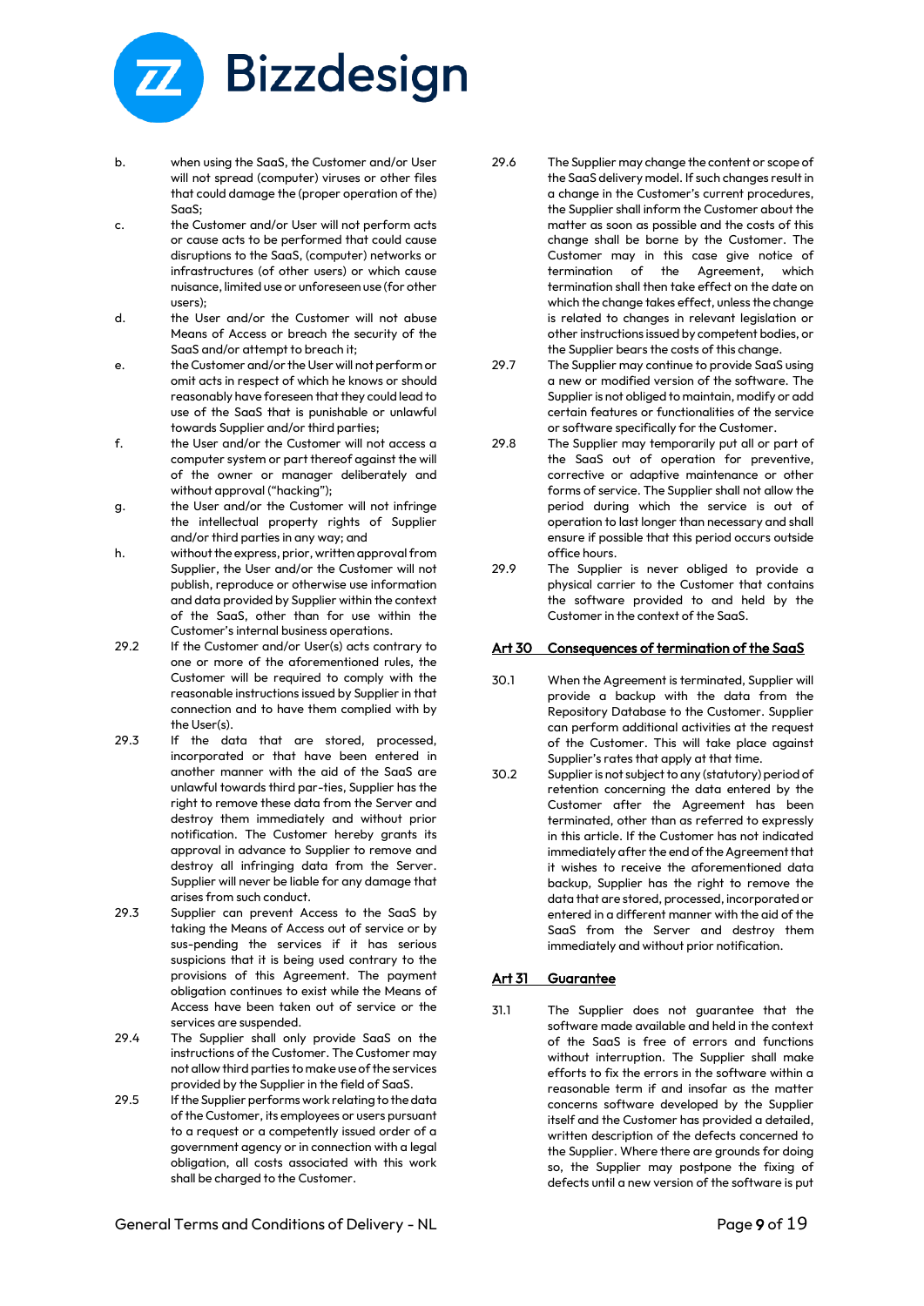b. when using the SaaS, the Customer and/or User will not spread (computer) viruses or other files that could damage the (proper operation of the) SaaS;

c. the Customer and/or User will not perform acts or cause acts to be performed that could cause disruptions to the SaaS, (computer) networks or infrastructures (of other users) or which cause nuisance, limited use or unforeseen use (for other users);

d. the User and/or the Customer will not abuse Means of Access or breach the security of the SaaS and/or attempt to breach it;

e. the Customer and/or the User will not perform or omit acts in respect of which he knows or should reasonably have foreseen that they could lead to use of the SaaS that is punishable or unlawful towards Supplier and/or third parties;

f. the User and/or the Customer will not access a computer system or part thereof against the will of the owner or manager deliberately and without approval ("hacking");

g. the User and/or the Customer will not infringe the intellectual property rights of Supplier and/or third parties in any way; and

h. without the express, prior, written approval from Supplier, the User and/or the Customer will not publish, reproduce or otherwise use information and data provided by Supplier within the context of the SaaS, other than for use within the Customer's internal business operations.

29.2 If the Customer and/or User(s) acts contrary to one or more of the aforementioned rules, the Customer will be required to comply with the reasonable instructions issued by Supplier in that connection and to have them complied with by the User(s).

29.3 If the data that are stored, processed, incorporated or that have been entered in another manner with the aid of the SaaS are unlawful towards third par-ties, Supplier has the right to remove these data from the Server and destroy them immediately and without prior notification. The Customer hereby grants its approval in advance to Supplier to remove and destroy all infringing data from the Server. Supplier will never be liable for any damage that arises from such conduct.

29.3 Supplier can prevent Access to the SaaS by taking the Means of Access out of service or by sus-pending the services if it has serious suspicions that it is being used contrary to the provisions of this Agreement. The payment obligation continues to exist while the Means of Access have been taken out of service or the services are suspended.

29.4 The Supplier shall only provide SaaS on the instructions of the Customer. The Customer may not allow third parties to make use of the services provided by the Supplier in the field of SaaS.

29.5 If the Supplier performs work relating to the data of the Customer, its employees or users pursuant to a request or a competently issued order of a government agency or in connection with a legal obligation, all costs associated with this work shall be charged to the Customer.

29.6 The Supplier may change the content or scope of the SaaS delivery model. If such changes result in a change in the Customer's current procedures, the Supplier shall inform the Customer about the matter as soon as possible and the costs of this change shall be borne by the Customer. The Customer may in this case give notice of termination of the Agreement, which termination shall then take effect on the date on which the change takes effect, unless the change is related to changes in relevant legislation or other instructions issued by competent bodies, or the Supplier bears the costs of this change.

29.7 The Supplier may continue to provide SaaS using a new or modified version of the software. The Supplier is not obliged to maintain, modify or add certain features or functionalities of the service or software specifically for the Customer.

29.8 The Supplier may temporarily put all or part of the SaaS out of operation for preventive, corrective or adaptive maintenance or other forms of service. The Supplier shall not allow the period during which the service is out of operation to last longer than necessary and shall ensure if possible that this period occurs outside office hours.

29.9 The Supplier is never obliged to provide a physical carrier to the Customer that contains the software provided to and held by the Customer in the context of the SaaS.

## Art 30 Consequences of termination of the SaaS

30.1 When the Agreement is terminated, Supplier will provide a backup with the data from the Repository Database to the Customer. Supplier can perform additional activities at the request of the Customer. This will take place against Supplier's rates that apply at that time.

30.2 Supplier is not subject to any (statutory) period of retention concerning the data entered by the Customer after the Agreement has been terminated, other than as referred to expressly in this article. If the Customer has not indicated immediately after the end of the Agreement that it wishes to receive the aforementioned data backup, Supplier has the right to remove the data that are stored, processed, incorporated or entered in a different manner with the aid of the SaaS from the Server and destroy them immediately and without prior notification.

## Art 31 Guarantee

31.1 The Supplier does not guarantee that the software made available and held in the context of the SaaS is free of errors and functions without interruption. The Supplier shall make efforts to fix the errors in the software within a reasonable term if and insofar as the matter concerns software developed by the Supplier itself and the Customer has provided a detailed, written description of the defects concerned to the Supplier. Where there are grounds for doing so, the Supplier may postpone the fixing of defects until a new version of the software is put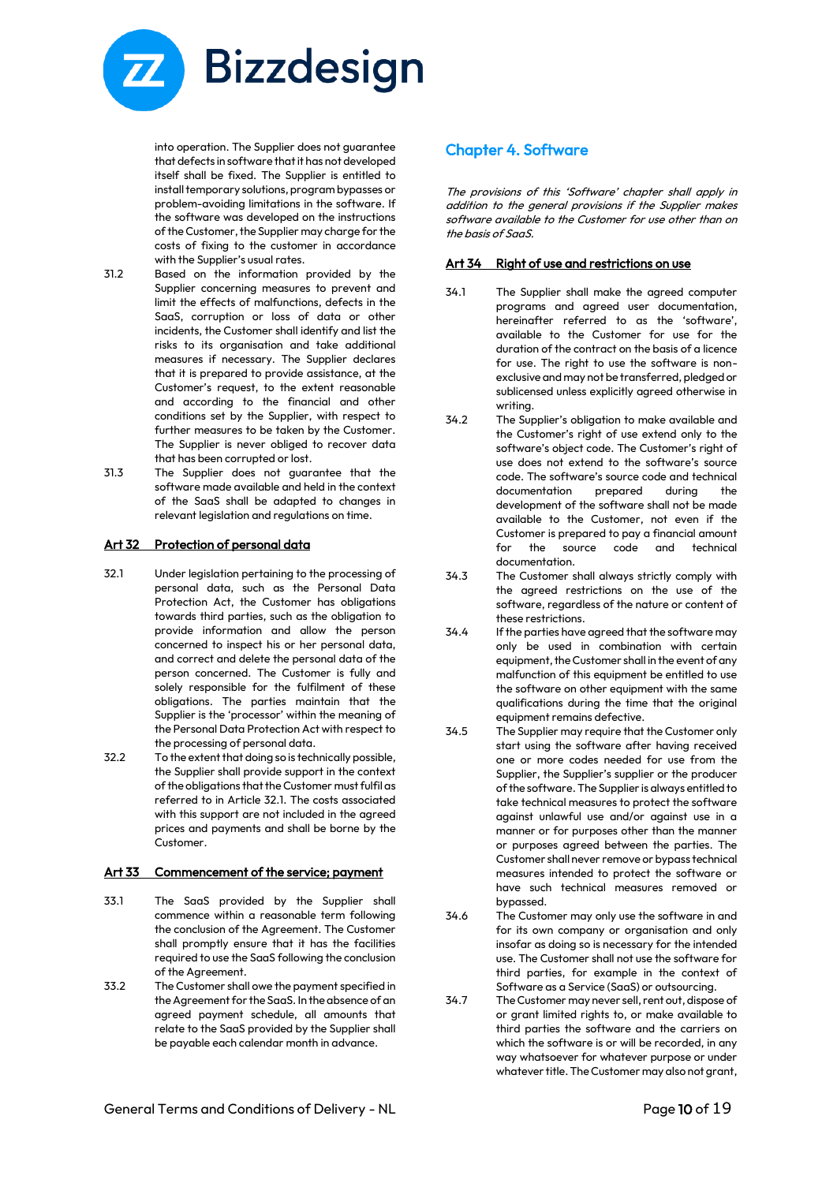into operation. The Supplier does not guarantee that defects in software that it has not developed itself shall be fixed. The Supplier is entitled to install temporary solutions, program bypasses or problem-avoiding limitations in the software. If the software was developed on the instructions of the Customer, the Supplier may charge for the costs of fixing to the customer in accordance with the Supplier's usual rates.

31.2 Based on the information provided by the Supplier concerning measures to prevent and limit the effects of malfunctions, defects in the SaaS, corruption or loss of data or other incidents, the Customer shall identify and list the risks to its organisation and take additional measures if necessary. The Supplier declares that it is prepared to provide assistance, at the Customer's request, to the extent reasonable and according to the financial and other conditions set by the Supplier, with respect to further measures to be taken by the Customer. The Supplier is never obliged to recover data that has been corrupted or lost.

31.3 The Supplier does not guarantee that the software made available and held in the context of the SaaS shall be adapted to changes in relevant legislation and regulations on time.

### Art 32 Protection of personal data

32.1 Under legislation pertaining to the processing of personal data, such as the Personal Data Protection Act, the Customer has obligations towards third parties, such as the obligation to provide information and allow the person concerned to inspect his or her personal data, and correct and delete the personal data of the person concerned. The Customer is fully and solely responsible for the fulfilment of these obligations. The parties maintain that the Supplier is the 'processor' within the meaning of the Personal Data Protection Act with respect to the processing of personal data.

32.2 To the extent that doing so is technically possible, the Supplier shall provide support in the context of the obligations that the Customer must fulfil as referred to in Article 32.1. The costs associated with this support are not included in the agreed prices and payments and shall be borne by the Customer.

### Art 33 Commencement of the service; payment

33.1 The SaaS provided by the Supplier shall commence within a reasonable term following the conclusion of the Agreement. The Customer shall promptly ensure that it has the facilities required to use the SaaS following the conclusion of the Agreement.

33.2 The Customer shall owe the payment specified in the Agreement for the SaaS. In the absence of an agreed payment schedule, all amounts that relate to the SaaS provided by the Supplier shall be payable each calendar month in advance.

## Chapter 4. Software

*The provisions of this 'Software' chapter shall apply in addition to the general provisions if the Supplier makes software available to the Customer for use other than on the basis of SaaS.*

### Art 34 Right of use and restrictions on use

34.1 The Supplier shall make the agreed computer programs and agreed user documentation, hereinafter referred to as the 'software', available to the Customer for use for the duration of the contract on the basis of a licence for use. The right to use the software is non-exclusive and may not be transferred, pledged or sublicensed unless explicitly agreed otherwise in writing.

34.2 The Supplier's obligation to make available and the Customer's right of use extend only to the software's object code. The Customer's right of use does not extend to the software's source code. The software's source code and technical documentation prepared during the development of the software shall not be made available to the Customer, not even if the Customer is prepared to pay a financial amount for the source code and technical documentation.

34.3 The Customer shall always strictly comply with the agreed restrictions on the use of the software, regardless of the nature or content of these restrictions.

34.4 If the parties have agreed that the software may only be used in combination with certain equipment, the Customer shall in the event of any malfunction of this equipment be entitled to use the software on other equipment with the same qualifications during the time that the original equipment remains defective.

34.5 The Supplier may require that the Customer only start using the software after having received one or more codes needed for use from the Supplier, the Supplier's supplier or the producer of the software. The Supplier is always entitled to take technical measures to protect the software against unlawful use and/or against use in a manner or for purposes other than the manner or purposes agreed between the parties. The Customer shall never remove or bypass technical measures intended to protect the software or have such technical measures removed or bypassed.

34.6 The Customer may only use the software in and for its own company or organisation and only insofar as doing so is necessary for the intended use. The Customer shall not use the software for third parties, for example in the context of Software as a Service (SaaS) or outsourcing.

34.7 The Customer may never sell, rent out, dispose of or grant limited rights to, or make available to third parties the software and the carriers on which the software is or will be recorded, in any way whatsoever for whatever purpose or under whatever title. The Customer may also not grant,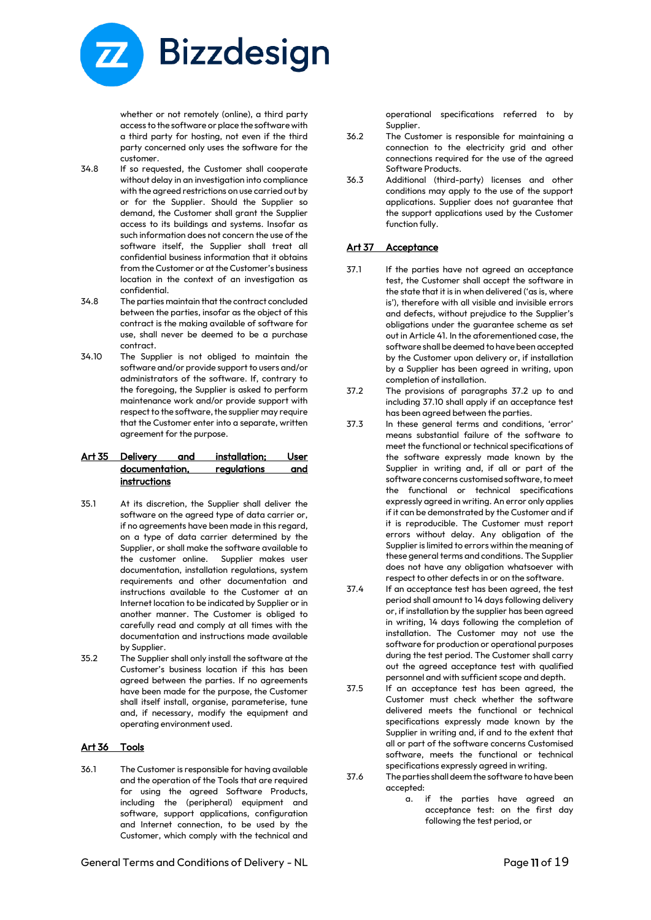whether or not remotely (online), a third party access to the software or place the software with a third party for hosting, not even if the third party concerned only uses the software for the customer.

34.8 If so requested, the Customer shall cooperate without delay in an investigation into compliance with the agreed restrictions on use carried out by or for the Supplier. Should the Supplier so demand, the Customer shall grant the Supplier access to its buildings and systems. Insofar as such information does not concern the use of the software itself, the Supplier shall treat all confidential business information that it obtains from the Customer or at the Customer's business location in the context of an investigation as confidential.

34.8 The parties maintain that the contract concluded between the parties, insofar as the object of this contract is the making available of software for use, shall never be deemed to be a purchase contract.

34.10 The Supplier is not obliged to maintain the software and/or provide support to users and/or administrators of the software. If, contrary to the foregoing, the Supplier is asked to perform maintenance work and/or provide support with respect to the software, the supplier may require that the Customer enter into a separate, written agreement for the purpose.

## Art 35 Delivery and installation; User documentation, regulations and instructions

35.1 At its discretion, the Supplier shall deliver the software on the agreed type of data carrier or, if no agreements have been made in this regard, on a type of data carrier determined by the Supplier, or shall make the software available to the customer online. Supplier makes user documentation, installation regulations, system requirements and other documentation and instructions available to the Customer at an Internet location to be indicated by Supplier or in another manner. The Customer is obliged to carefully read and comply at all times with the documentation and instructions made available by Supplier.

35.2 The Supplier shall only install the software at the Customer's business location if this has been agreed between the parties. If no agreements have been made for the purpose, the Customer shall itself install, organise, parameterise, tune and, if necessary, modify the equipment and operating environment used.

## Art 36 Tools

36.1 The Customer is responsible for having available and the operation of the Tools that are required for using the agreed Software Products, including the (peripheral) equipment and software, support applications, configuration and Internet connection, to be used by the Customer, which comply with the technical and operational specifications referred to by Supplier.

36.2 The Customer is responsible for maintaining a connection to the electricity grid and other connections required for the use of the agreed Software Products.

36.3 Additional (third-party) licenses and other conditions may apply to the use of the support applications. Supplier does not guarantee that the support applications used by the Customer function fully.

## Art 37 Acceptance

37.1 If the parties have not agreed an acceptance test, the Customer shall accept the software in the state that it is in when delivered ('as is, where is'), therefore with all visible and invisible errors and defects, without prejudice to the Supplier's obligations under the guarantee scheme as set out in Article 41. In the aforementioned case, the software shall be deemed to have been accepted by the Customer upon delivery or, if installation by a Supplier has been agreed in writing, upon completion of installation.

37.2 The provisions of paragraphs 37.2 up to and including 37.10 shall apply if an acceptance test has been agreed between the parties.

37.3 In these general terms and conditions, 'error' means substantial failure of the software to meet the functional or technical specifications of the software expressly made known by the Supplier in writing and, if all or part of the software concerns customised software, to meet the functional or technical specifications expressly agreed in writing. An error only applies if it can be demonstrated by the Customer and if it is reproducible. The Customer must report errors without delay. Any obligation of the Supplier is limited to errors within the meaning of these general terms and conditions. The Supplier does not have any obligation whatsoever with respect to other defects in or on the software.

37.4 If an acceptance test has been agreed, the test period shall amount to 14 days following delivery or, if installation by the supplier has been agreed in writing, 14 days following the completion of installation. The Customer may not use the software for production or operational purposes during the test period. The Customer shall carry out the agreed acceptance test with qualified personnel and with sufficient scope and depth.

37.5 If an acceptance test has been agreed, the Customer must check whether the software delivered meets the functional or technical specifications expressly made known by the Supplier in writing and, if and to the extent that all or part of the software concerns Customised software, meets the functional or technical specifications expressly agreed in writing.

37.6 The parties shall deem the software to have been accepted:

a. if the parties have agreed an acceptance test: on the first day following the test period, or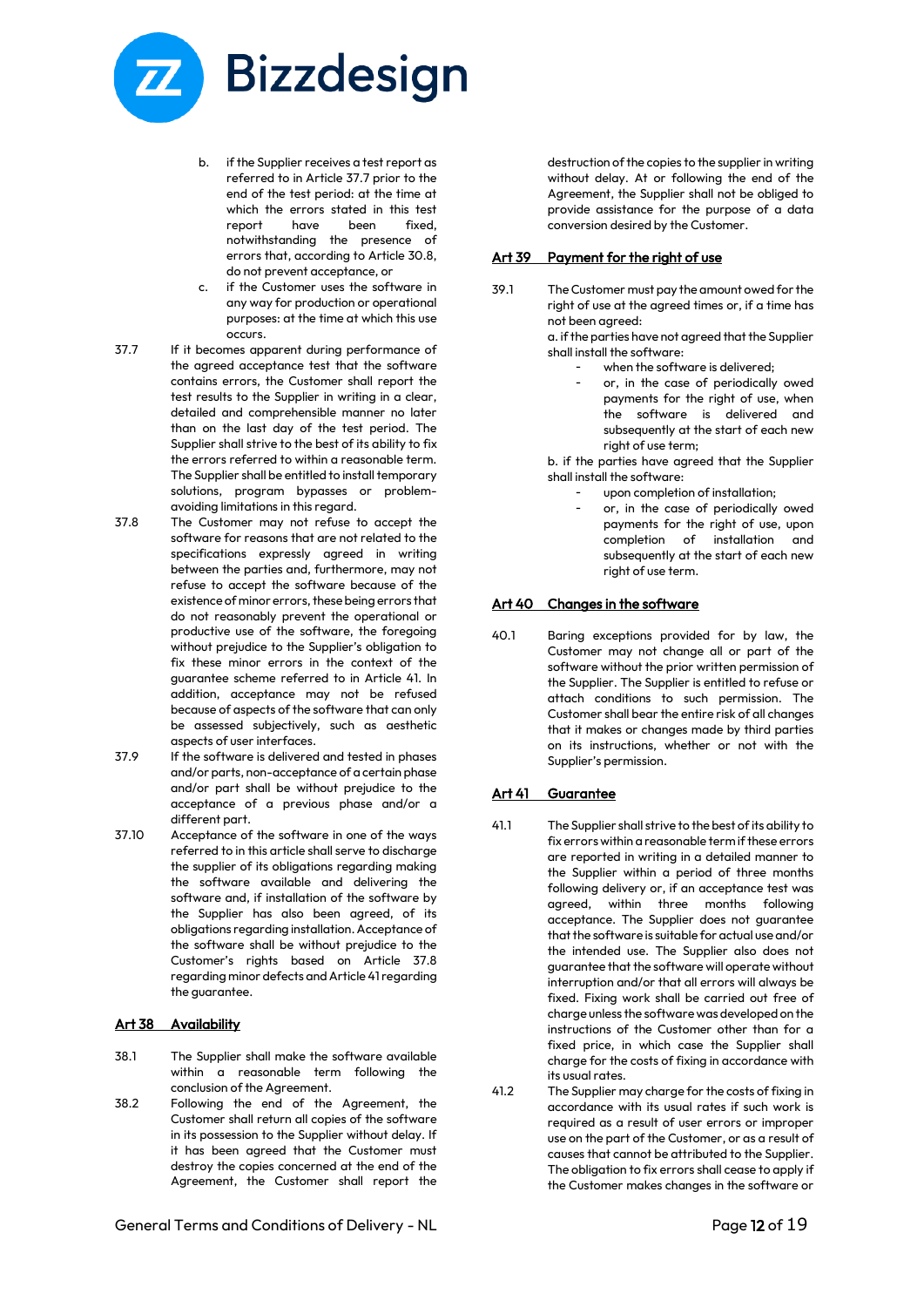b. if the Supplier receives a test report as referred to in Article 37.7 prior to the end of the test period: at the time at which the errors stated in this test report have been fixed, notwithstanding the presence of errors that, according to Article 30.8, do not prevent acceptance, or

c. if the Customer uses the software in any way for production or operational purposes: at the time at which this use occurs.

37.7 If it becomes apparent during performance of the agreed acceptance test that the software contains errors, the Customer shall report the test results to the Supplier in writing in a clear, detailed and comprehensible manner no later than on the last day of the test period. The Supplier shall strive to the best of its ability to fix the errors referred to within a reasonable term. The Supplier shall be entitled to install temporary solutions, program bypasses or problem-avoiding limitations in this regard.

37.8 The Customer may not refuse to accept the software for reasons that are not related to the specifications expressly agreed in writing between the parties and, furthermore, may not refuse to accept the software because of the existence of minor errors, these being errors that do not reasonably prevent the operational or productive use of the software, the foregoing without prejudice to the Supplier's obligation to fix these minor errors in the context of the guarantee scheme referred to in Article 41. In addition, acceptance may not be refused because of aspects of the software that can only be assessed subjectively, such as aesthetic aspects of user interfaces.

37.9 If the software is delivered and tested in phases and/or parts, non-acceptance of a certain phase and/or part shall be without prejudice to the acceptance of a previous phase and/or a different part.

37.10 Acceptance of the software in one of the ways referred to in this article shall serve to discharge the supplier of its obligations regarding making the software available and delivering the software and, if installation of the software by the Supplier has also been agreed, of its obligations regarding installation. Acceptance of the software shall be without prejudice to the Customer's rights based on Article 37.8 regarding minor defects and Article 41 regarding the guarantee.

## Art 38 Availability

38.1 The Supplier shall make the software available within a reasonable term following the conclusion of the Agreement.

38.2 Following the end of the Agreement, the Customer shall return all copies of the software in its possession to the Supplier without delay. If it has been agreed that the Customer must destroy the copies concerned at the end of the Agreement, the Customer shall report the destruction of the copies to the supplier in writing without delay. At or following the end of the Agreement, the Supplier shall not be obliged to provide assistance for the purpose of a data conversion desired by the Customer.

## Art 39 Payment for the right of use

39.1 The Customer must pay the amount owed for the right of use at the agreed times or, if a time has not been agreed:

a. if the parties have not agreed that the Supplier shall install the software:

- when the software is delivered;
- or, in the case of periodically owed payments for the right of use, when the software is delivered and subsequently at the start of each new right of use term;

b. if the parties have agreed that the Supplier shall install the software:

- upon completion of installation;
- or, in the case of periodically owed payments for the right of use, upon completion of installation and subsequently at the start of each new right of use term.

## Art 40 Changes in the software

40.1 Baring exceptions provided for by law, the Customer may not change all or part of the software without the prior written permission of the Supplier. The Supplier is entitled to refuse or attach conditions to such permission. The Customer shall bear the entire risk of all changes that it makes or changes made by third parties on its instructions, whether or not with the Supplier's permission.

## Art 41 Guarantee

41.1 The Supplier shall strive to the best of its ability to fix errors within a reasonable term if these errors are reported in writing in a detailed manner to the Supplier within a period of three months following delivery or, if an acceptance test was agreed, within three months following acceptance. The Supplier does not guarantee that the software is suitable for actual use and/or the intended use. The Supplier also does not guarantee that the software will operate without interruption and/or that all errors will always be fixed. Fixing work shall be carried out free of charge unless the software was developed on the instructions of the Customer other than for a fixed price, in which case the Supplier shall charge for the costs of fixing in accordance with its usual rates.

41.2 The Supplier may charge for the costs of fixing in accordance with its usual rates if such work is required as a result of user errors or improper use on the part of the Customer, or as a result of causes that cannot be attributed to the Supplier. The obligation to fix errors shall cease to apply if the Customer makes changes in the software or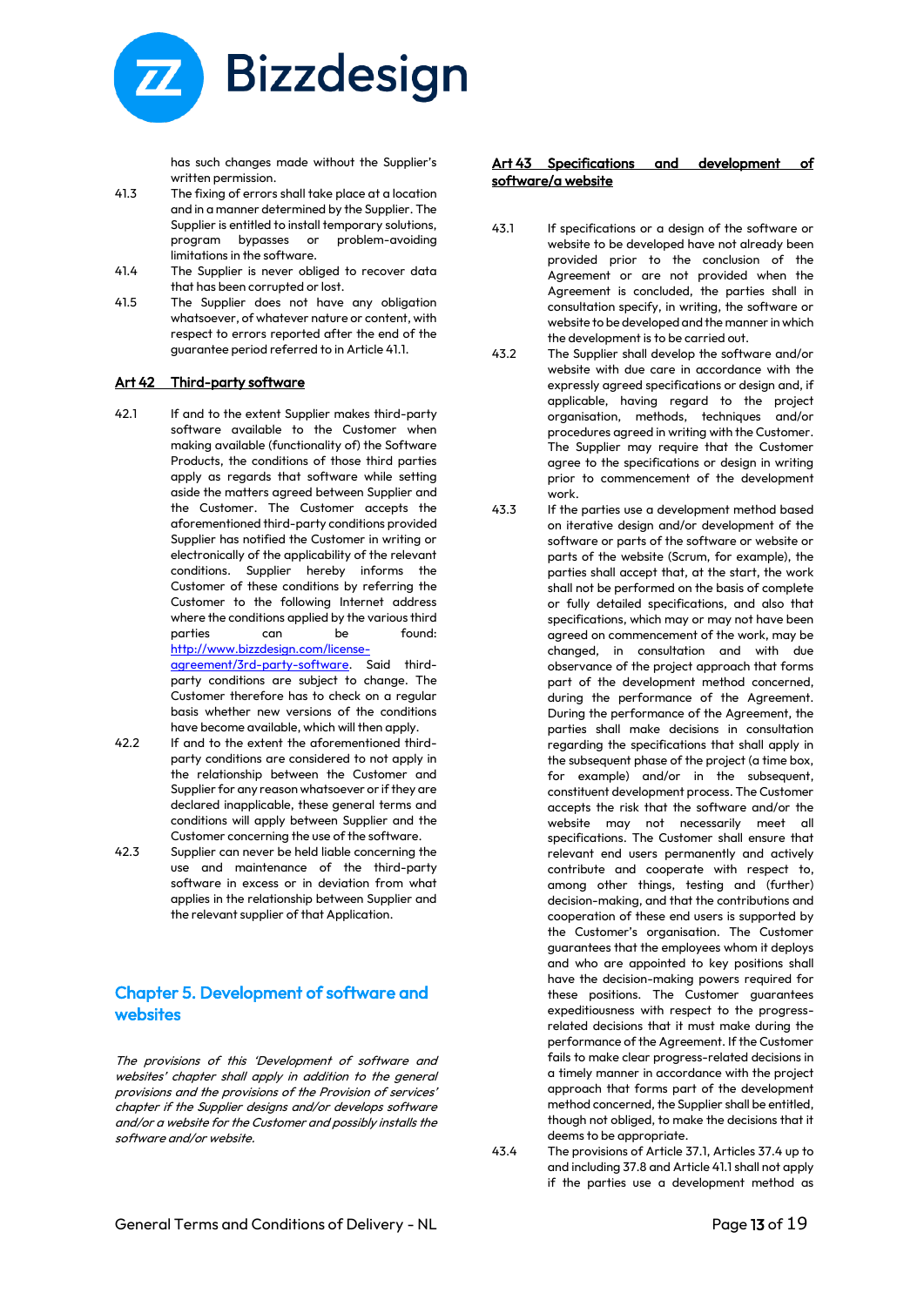has such changes made without the Supplier's written permission.

41.3 The fixing of errors shall take place at a location and in a manner determined by the Supplier. The Supplier is entitled to install temporary solutions, program bypasses or problem-avoiding limitations in the software.

41.4 The Supplier is never obliged to recover data that has been corrupted or lost.

41.5 The Supplier does not have any obligation whatsoever, of whatever nature or content, with respect to errors reported after the end of the guarantee period referred to in Article 41.1.

## Art 42 Third-party software

42.1 If and to the extent Supplier makes third-party software available to the Customer when making available (functionality of) the Software Products, the conditions of those third parties apply as regards that software while setting aside the matters agreed between Supplier and the Customer. The Customer accepts the aforementioned third-party conditions provided Supplier has notified the Customer in writing or electronically of the applicability of the relevant conditions. Supplier hereby informs the Customer of these conditions by referring the Customer to the following Internet address where the conditions applied by the various third parties can be found: http://www.bizzdesign.com/license-agreement/3rd-party-software. Said third-party conditions are subject to change. The Customer therefore has to check on a regular basis whether new versions of the conditions have become available, which will then apply.

42.2 If and to the extent the aforementioned third-party conditions are considered to not apply in the relationship between the Customer and Supplier for any reason whatsoever or if they are declared inapplicable, these general terms and conditions will apply between Supplier and the Customer concerning the use of the software.

42.3 Supplier can never be held liable concerning the use and maintenance of the third-party software in excess or in deviation from what applies in the relationship between Supplier and the relevant supplier of that Application.

# Chapter 5. Development of software and websites

*The provisions of this 'Development of software and websites' chapter shall apply in addition to the general provisions and the provisions of the Provision of services' chapter if the Supplier designs and/or develops software and/or a website for the Customer and possibly installs the software and/or website.*

## Art 43 Specifications and development of software/a website

43.1 If specifications or a design of the software or website to be developed have not already been provided prior to the conclusion of the Agreement or are not provided when the Agreement is concluded, the parties shall in consultation specify, in writing, the software or website to be developed and the manner in which the development is to be carried out.

43.2 The Supplier shall develop the software and/or website with due care in accordance with the expressly agreed specifications or design and, if applicable, having regard to the project organisation, methods, techniques and/or procedures agreed in writing with the Customer. The Supplier may require that the Customer agree to the specifications or design in writing prior to commencement of the development work.

43.3 If the parties use a development method based on iterative design and/or development of the software or parts of the software or website or parts of the website (Scrum, for example), the parties shall accept that, at the start, the work shall not be performed on the basis of complete or fully detailed specifications, and also that specifications, which may or may not have been agreed on commencement of the work, may be changed, in consultation and with due observance of the project approach that forms part of the development method concerned, during the performance of the Agreement. During the performance of the Agreement, the parties shall make decisions in consultation regarding the specifications that shall apply in the subsequent phase of the project (a time box, for example) and/or in the subsequent, constituent development process. The Customer accepts the risk that the software and/or the website may not necessarily meet all specifications. The Customer shall ensure that relevant end users permanently and actively contribute and cooperate with respect to, among other things, testing and (further) decision-making, and that the contributions and cooperation of these end users is supported by the Customer's organisation. The Customer guarantees that the employees whom it deploys and who are appointed to key positions shall have the decision-making powers required for these positions. The Customer guarantees expeditiousness with respect to the progress-related decisions that it must make during the performance of the Agreement. If the Customer fails to make clear progress-related decisions in a timely manner in accordance with the project approach that forms part of the development method concerned, the Supplier shall be entitled, though not obliged, to make the decisions that it deems to be appropriate.

43.4 The provisions of Article 37.1, Articles 37.4 up to and including 37.8 and Article 41.1 shall not apply if the parties use a development method as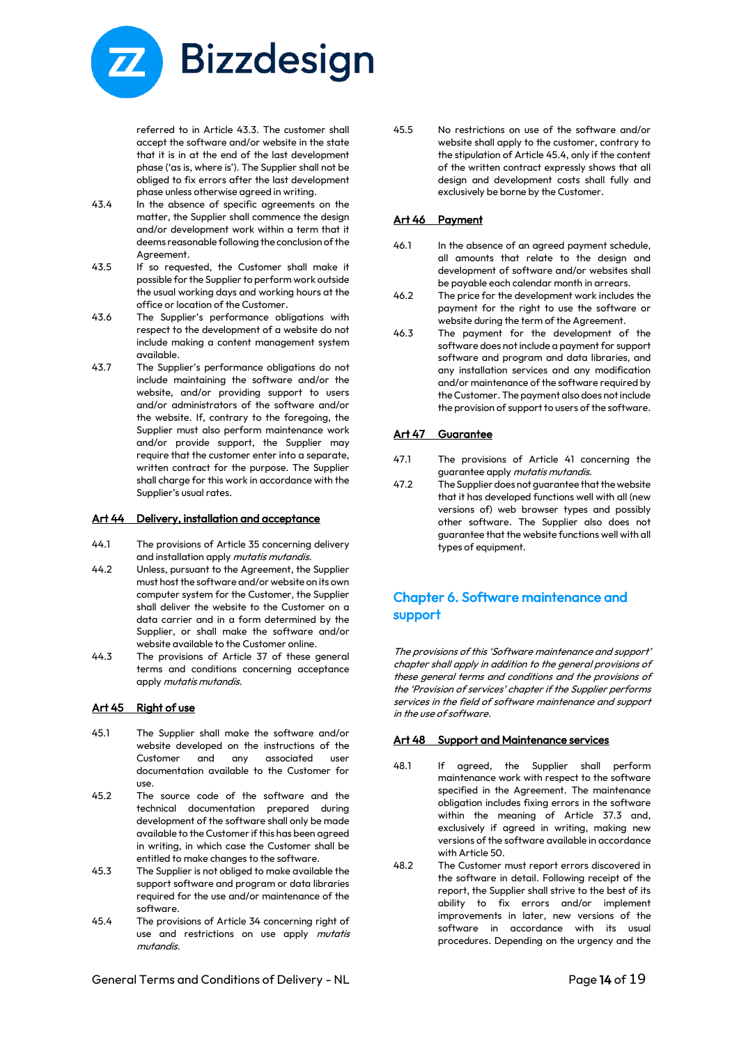referred to in Article 43.3. The customer shall accept the software and/or website in the state that it is in at the end of the last development phase ('as is, where is'). The Supplier shall not be obliged to fix errors after the last development phase unless otherwise agreed in writing.

43.4 In the absence of specific agreements on the matter, the Supplier shall commence the design and/or development work within a term that it deems reasonable following the conclusion of the Agreement.

43.5 If so requested, the Customer shall make it possible for the Supplier to perform work outside the usual working days and working hours at the office or location of the Customer.

43.6 The Supplier's performance obligations with respect to the development of a website do not include making a content management system available.

43.7 The Supplier's performance obligations do not include maintaining the software and/or the website, and/or providing support to users and/or administrators of the software and/or the website. If, contrary to the foregoing, the Supplier must also perform maintenance work and/or provide support, the Supplier may require that the customer enter into a separate, written contract for the purpose. The Supplier shall charge for this work in accordance with the Supplier's usual rates.

## Art 44 Delivery, installation and acceptance

44.1 The provisions of Article 35 concerning delivery and installation apply *mutatis mutandis*.

44.2 Unless, pursuant to the Agreement, the Supplier must host the software and/or website on its own computer system for the Customer, the Supplier shall deliver the website to the Customer on a data carrier and in a form determined by the Supplier, or shall make the software and/or website available to the Customer online.

44.3 The provisions of Article 37 of these general terms and conditions concerning acceptance apply *mutatis mutandis*.

## Art 45 Right of use

45.1 The Supplier shall make the software and/or website developed on the instructions of the Customer and any associated user documentation available to the Customer for use.

45.2 The source code of the software and the technical documentation prepared during development of the software shall only be made available to the Customer if this has been agreed in writing, in which case the Customer shall be entitled to make changes to the software.

45.3 The Supplier is not obliged to make available the support software and program or data libraries required for the use and/or maintenance of the software.

45.4 The provisions of Article 34 concerning right of use and restrictions on use apply *mutatis mutandis*.

45.5 No restrictions on use of the software and/or website shall apply to the customer, contrary to the stipulation of Article 45.4, only if the content of the written contract expressly shows that all design and development costs shall fully and exclusively be borne by the Customer.

## Art 46 Payment

46.1 In the absence of an agreed payment schedule, all amounts that relate to the design and development of software and/or websites shall be payable each calendar month in arrears.

46.2 The price for the development work includes the payment for the right to use the software or website during the term of the Agreement.

46.3 The payment for the development of the software does not include a payment for support software and program and data libraries, and any installation services and any modification and/or maintenance of the software required by the Customer. The payment also does not include the provision of support to users of the software.

## Art 47 Guarantee

47.1 The provisions of Article 41 concerning the guarantee apply *mutatis mutandis*.

47.2 The Supplier does not guarantee that the website that it has developed functions well with all (new versions of) web browser types and possibly other software. The Supplier also does not guarantee that the website functions well with all types of equipment.

# Chapter 6. Software maintenance and support

*The provisions of this 'Software maintenance and support' chapter shall apply in addition to the general provisions of these general terms and conditions and the provisions of the 'Provision of services' chapter if the Supplier performs services in the field of software maintenance and support in the use of software.*

## Art 48 Support and Maintenance services

48.1 If agreed, the Supplier shall perform maintenance work with respect to the software specified in the Agreement. The maintenance obligation includes fixing errors in the software within the meaning of Article 37.3 and, exclusively if agreed in writing, making new versions of the software available in accordance with Article 50.

48.2 The Customer must report errors discovered in the software in detail. Following receipt of the report, the Supplier shall strive to the best of its ability to fix errors and/or implement improvements in later, new versions of the software in accordance with its usual procedures. Depending on the urgency and the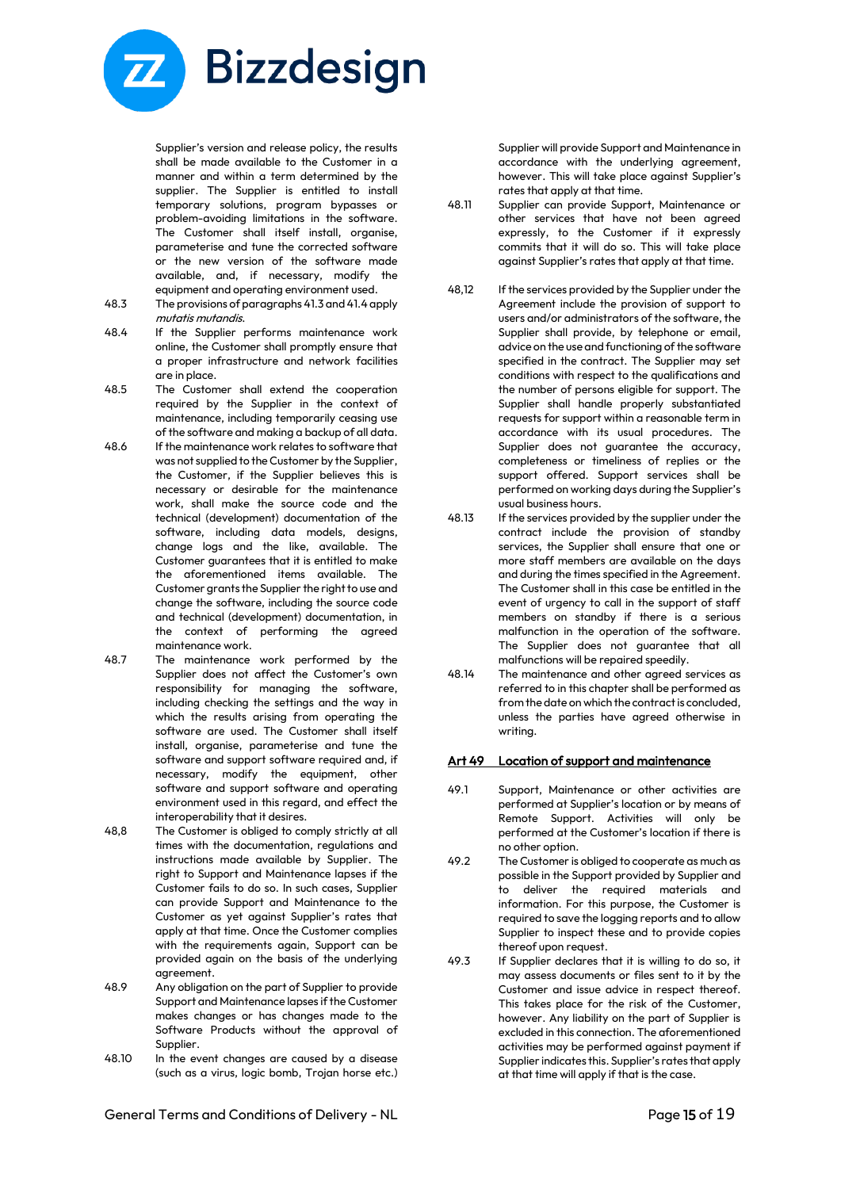Supplier's version and release policy, the results shall be made available to the Customer in a manner and within a term determined by the supplier. The Supplier is entitled to install temporary solutions, program bypasses or problem-avoiding limitations in the software. The Customer shall itself install, organise, parameterise and tune the corrected software or the new version of the software made available, and, if necessary, modify the equipment and operating environment used.

48.3 The provisions of paragraphs 41.3 and 41.4 apply *mutatis mutandis*.

48.4 If the Supplier performs maintenance work online, the Customer shall promptly ensure that a proper infrastructure and network facilities are in place.

48.5 The Customer shall extend the cooperation required by the Supplier in the context of maintenance, including temporarily ceasing use of the software and making a backup of all data.

48.6 If the maintenance work relates to software that was not supplied to the Customer by the Supplier, the Customer, if the Supplier believes this is necessary or desirable for the maintenance work, shall make the source code and the technical (development) documentation of the software, including data models, designs, change logs and the like, available. The Customer guarantees that it is entitled to make the aforementioned items available. The Customer grants the Supplier the right to use and change the software, including the source code and technical (development) documentation, in the context of performing the agreed maintenance work.

48.7 The maintenance work performed by the Supplier does not affect the Customer's own responsibility for managing the software, including checking the settings and the way in which the results arising from operating the software are used. The Customer shall itself install, organise, parameterise and tune the software and support software required and, if necessary, modify the equipment, other software and support software and operating environment used in this regard, and effect the interoperability that it desires.

48,8 The Customer is obliged to comply strictly at all times with the documentation, regulations and instructions made available by Supplier. The right to Support and Maintenance lapses if the Customer fails to do so. In such cases, Supplier can provide Support and Maintenance to the Customer as yet against Supplier's rates that apply at that time. Once the Customer complies with the requirements again, Support can be provided again on the basis of the underlying agreement.

48.9 Any obligation on the part of Supplier to provide Support and Maintenance lapses if the Customer makes changes or has changes made to the Software Products without the approval of Supplier.

48.10 In the event changes are caused by a disease (such as a virus, logic bomb, Trojan horse etc.) Supplier will provide Support and Maintenance in accordance with the underlying agreement, however. This will take place against Supplier's rates that apply at that time.

48.11 Supplier can provide Support, Maintenance or other services that have not been agreed expressly, to the Customer if it expressly commits that it will do so. This will take place against Supplier's rates that apply at that time.

48,12 If the services provided by the Supplier under the Agreement include the provision of support to users and/or administrators of the software, the Supplier shall provide, by telephone or email, advice on the use and functioning of the software specified in the contract. The Supplier may set conditions with respect to the qualifications and the number of persons eligible for support. The Supplier shall handle properly substantiated requests for support within a reasonable term in accordance with its usual procedures. The Supplier does not guarantee the accuracy, completeness or timeliness of replies or the support offered. Support services shall be performed on working days during the Supplier's usual business hours.

48.13 If the services provided by the supplier under the contract include the provision of standby services, the Supplier shall ensure that one or more staff members are available on the days and during the times specified in the Agreement. The Customer shall in this case be entitled in the event of urgency to call in the support of staff members on standby if there is a serious malfunction in the operation of the software. The Supplier does not guarantee that all malfunctions will be repaired speedily.

48.14 The maintenance and other agreed services as referred to in this chapter shall be performed as from the date on which the contract is concluded, unless the parties have agreed otherwise in writing.

## Art 49 Location of support and maintenance

49.1 Support, Maintenance or other activities are performed at Supplier's location or by means of Remote Support. Activities will only be performed at the Customer's location if there is no other option.

49.2 The Customer is obliged to cooperate as much as possible in the Support provided by Supplier and to deliver the required materials and information. For this purpose, the Customer is required to save the logging reports and to allow Supplier to inspect these and to provide copies thereof upon request.

49.3 If Supplier declares that it is willing to do so, it may assess documents or files sent to it by the Customer and issue advice in respect thereof. This takes place for the risk of the Customer, however. Any liability on the part of Supplier is excluded in this connection. The aforementioned activities may be performed against payment if Supplier indicates this. Supplier's rates that apply at that time will apply if that is the case.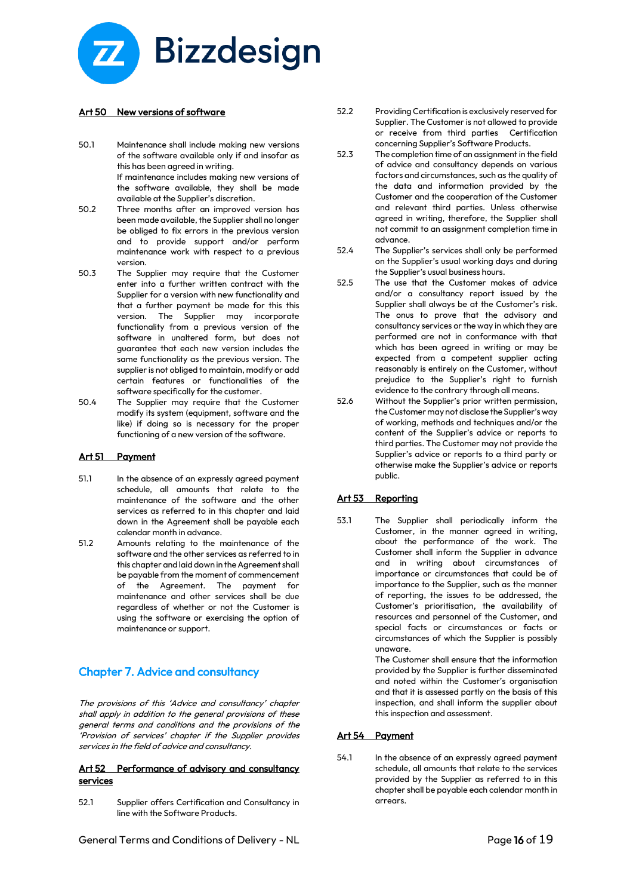## Art 50 New versions of software

50.1 Maintenance shall include making new versions of the software available only if and insofar as this has been agreed in writing.
If maintenance includes making new versions of the software available, they shall be made available at the Supplier's discretion.

50.2 Three months after an improved version has been made available, the Supplier shall no longer be obliged to fix errors in the previous version and to provide support and/or perform maintenance work with respect to a previous version.

50.3 The Supplier may require that the Customer enter into a further written contract with the Supplier for a version with new functionality and that a further payment be made for this this version. The Supplier may incorporate functionality from a previous version of the software in unaltered form, but does not guarantee that each new version includes the same functionality as the previous version. The supplier is not obliged to maintain, modify or add certain features or functionalities of the software specifically for the customer.

50.4 The Supplier may require that the Customer modify its system (equipment, software and the like) if doing so is necessary for the proper functioning of a new version of the software.

## Art 51 Payment

51.1 In the absence of an expressly agreed payment schedule, all amounts that relate to the maintenance of the software and the other services as referred to in this chapter and laid down in the Agreement shall be payable each calendar month in advance.

51.2 Amounts relating to the maintenance of the software and the other services as referred to in this chapter and laid down in the Agreement shall be payable from the moment of commencement of the Agreement. The payment for maintenance and other services shall be due regardless of whether or not the Customer is using the software or exercising the option of maintenance or support.

# Chapter 7. Advice and consultancy

*The provisions of this 'Advice and consultancy' chapter shall apply in addition to the general provisions of these general terms and conditions and the provisions of the 'Provision of services' chapter if the Supplier provides services in the field of advice and consultancy.*

## Art 52 Performance of advisory and consultancy services

52.1 Supplier offers Certification and Consultancy in line with the Software Products.

52.2 Providing Certification is exclusively reserved for Supplier. The Customer is not allowed to provide or receive from third parties Certification concerning Supplier's Software Products.

52.3 The completion time of an assignment in the field of advice and consultancy depends on various factors and circumstances, such as the quality of the data and information provided by the Customer and the cooperation of the Customer and relevant third parties. Unless otherwise agreed in writing, therefore, the Supplier shall not commit to an assignment completion time in advance.

52.4 The Supplier's services shall only be performed on the Supplier's usual working days and during the Supplier's usual business hours.

52.5 The use that the Customer makes of advice and/or a consultancy report issued by the Supplier shall always be at the Customer's risk. The onus to prove that the advisory and consultancy services or the way in which they are performed are not in conformance with that which has been agreed in writing or may be expected from a competent supplier acting reasonably is entirely on the Customer, without prejudice to the Supplier's right to furnish evidence to the contrary through all means.

52.6 Without the Supplier's prior written permission, the Customer may not disclose the Supplier's way of working, methods and techniques and/or the content of the Supplier's advice or reports to third parties. The Customer may not provide the Supplier's advice or reports to a third party or otherwise make the Supplier's advice or reports public.

## Art 53 Reporting

53.1 The Supplier shall periodically inform the Customer, in the manner agreed in writing, about the performance of the work. The Customer shall inform the Supplier in advance and in writing about circumstances of importance or circumstances that could be of importance to the Supplier, such as the manner of reporting, the issues to be addressed, the Customer's prioritisation, the availability of resources and personnel of the Customer, and special facts or circumstances or facts or circumstances of which the Supplier is possibly unaware.
The Customer shall ensure that the information provided by the Supplier is further disseminated and noted within the Customer's organisation and that it is assessed partly on the basis of this inspection, and shall inform the supplier about this inspection and assessment.

## Art 54 Payment

54.1 In the absence of an expressly agreed payment schedule, all amounts that relate to the services provided by the Supplier as referred to in this chapter shall be payable each calendar month in arrears.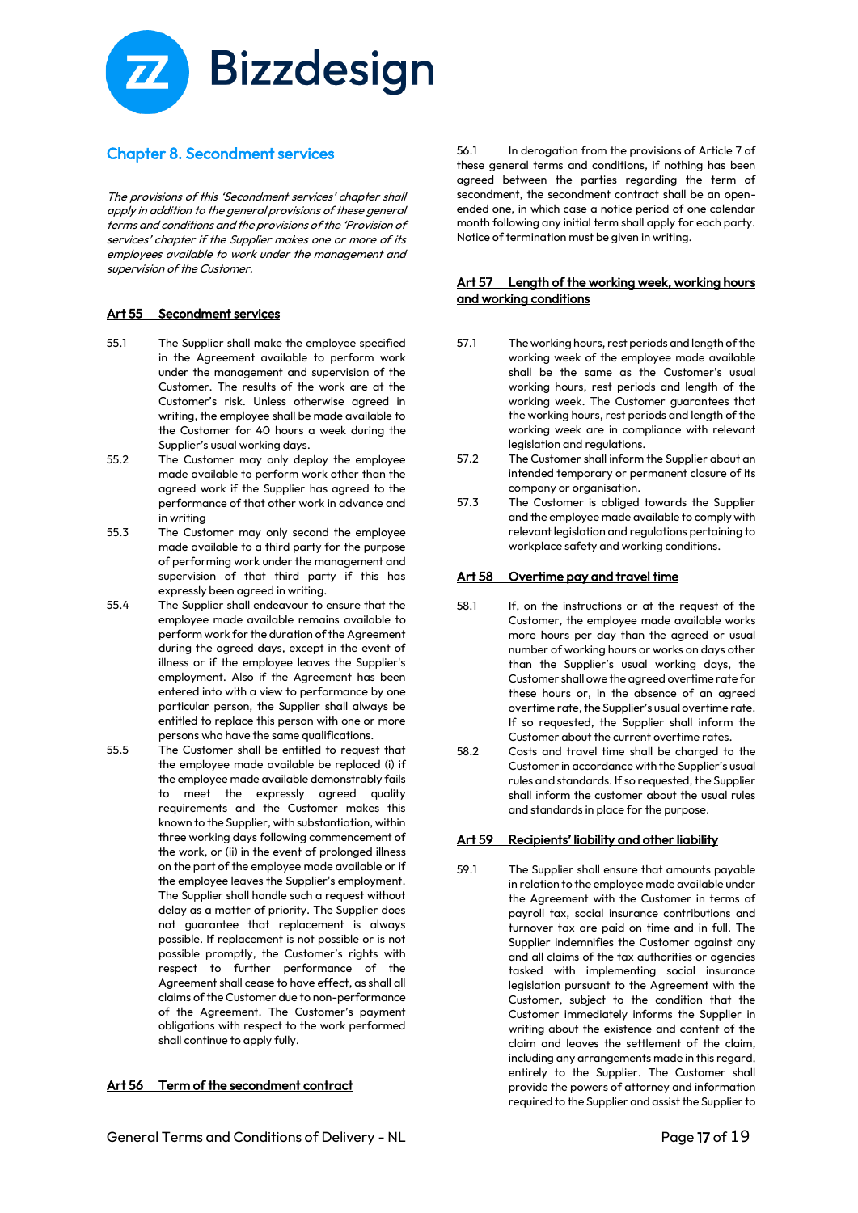## Chapter 8. Secondment services

*The provisions of this 'Secondment services' chapter shall apply in addition to the general provisions of these general terms and conditions and the provisions of the 'Provision of services' chapter if the Supplier makes one or more of its employees available to work under the management and supervision of the Customer.*

### Art 55 Secondment services

55.1 The Supplier shall make the employee specified in the Agreement available to perform work under the management and supervision of the Customer. The results of the work are at the Customer's risk. Unless otherwise agreed in writing, the employee shall be made available to the Customer for 40 hours a week during the Supplier's usual working days.

55.2 The Customer may only deploy the employee made available to perform work other than the agreed work if the Supplier has agreed to the performance of that other work in advance and in writing

55.3 The Customer may only second the employee made available to a third party for the purpose of performing work under the management and supervision of that third party if this has expressly been agreed in writing.

55.4 The Supplier shall endeavour to ensure that the employee made available remains available to perform work for the duration of the Agreement during the agreed days, except in the event of illness or if the employee leaves the Supplier's employment. Also if the Agreement has been entered into with a view to performance by one particular person, the Supplier shall always be entitled to replace this person with one or more persons who have the same qualifications.

55.5 The Customer shall be entitled to request that the employee made available be replaced (i) if the employee made available demonstrably fails to meet the expressly agreed quality requirements and the Customer makes this known to the Supplier, with substantiation, within three working days following commencement of the work, or (ii) in the event of prolonged illness on the part of the employee made available or if the employee leaves the Supplier's employment. The Supplier shall handle such a request without delay as a matter of priority. The Supplier does not guarantee that replacement is always possible. If replacement is not possible or is not possible promptly, the Customer's rights with respect to further performance of the Agreement shall cease to have effect, as shall all claims of the Customer due to non-performance of the Agreement. The Customer's payment obligations with respect to the work performed shall continue to apply fully.

### Art 56 Term of the secondment contract

56.1 In derogation from the provisions of Article 7 of these general terms and conditions, if nothing has been agreed between the parties regarding the term of secondment, the secondment contract shall be an open-ended one, in which case a notice period of one calendar month following any initial term shall apply for each party. Notice of termination must be given in writing.

### Art 57 Length of the working week, working hours and working conditions

57.1 The working hours, rest periods and length of the working week of the employee made available shall be the same as the Customer's usual working hours, rest periods and length of the working week. The Customer guarantees that the working hours, rest periods and length of the working week are in compliance with relevant legislation and regulations.

57.2 The Customer shall inform the Supplier about an intended temporary or permanent closure of its company or organisation.

57.3 The Customer is obliged towards the Supplier and the employee made available to comply with relevant legislation and regulations pertaining to workplace safety and working conditions.

### Art 58 Overtime pay and travel time

58.1 If, on the instructions or at the request of the Customer, the employee made available works more hours per day than the agreed or usual number of working hours or works on days other than the Supplier's usual working days, the Customer shall owe the agreed overtime rate for these hours or, in the absence of an agreed overtime rate, the Supplier's usual overtime rate. If so requested, the Supplier shall inform the Customer about the current overtime rates.

58.2 Costs and travel time shall be charged to the Customer in accordance with the Supplier's usual rules and standards. If so requested, the Supplier shall inform the customer about the usual rules and standards in place for the purpose.

### Art 59 Recipients' liability and other liability

59.1 The Supplier shall ensure that amounts payable in relation to the employee made available under the Agreement with the Customer in terms of payroll tax, social insurance contributions and turnover tax are paid on time and in full. The Supplier indemnifies the Customer against any and all claims of the tax authorities or agencies tasked with implementing social insurance legislation pursuant to the Agreement with the Customer, subject to the condition that the Customer immediately informs the Supplier in writing about the existence and content of the claim and leaves the settlement of the claim, including any arrangements made in this regard, entirely to the Supplier. The Customer shall provide the powers of attorney and information required to the Supplier and assist the Supplier to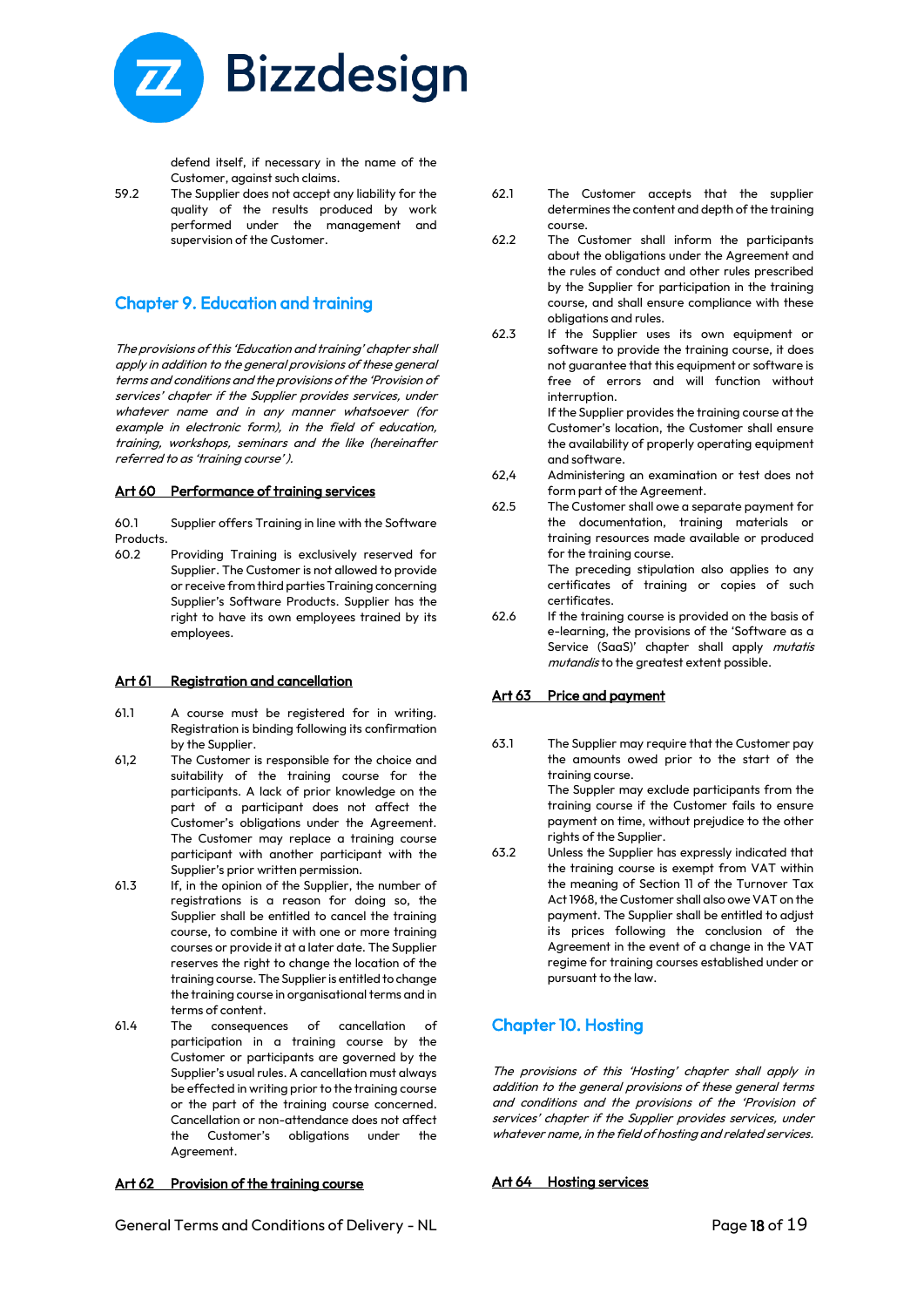defend itself, if necessary in the name of the Customer, against such claims.

59.2 The Supplier does not accept any liability for the quality of the results produced by work performed under the management and supervision of the Customer.

## Chapter 9. Education and training

*The provisions of this 'Education and training' chapter shall apply in addition to the general provisions of these general terms and conditions and the provisions of the 'Provision of services' chapter if the Supplier provides services, under whatever name and in any manner whatsoever (for example in electronic form), in the field of education, training, workshops, seminars and the like (hereinafter referred to as 'training course').*

### Art 60 Performance of training services

60.1 Supplier offers Training in line with the Software Products.

60.2 Providing Training is exclusively reserved for Supplier. The Customer is not allowed to provide or receive from third parties Training concerning Supplier's Software Products. Supplier has the right to have its own employees trained by its employees.

### Art 61 Registration and cancellation

61.1 A course must be registered for in writing. Registration is binding following its confirmation by the Supplier.

61,2 The Customer is responsible for the choice and suitability of the training course for the participants. A lack of prior knowledge on the part of a participant does not affect the Customer's obligations under the Agreement. The Customer may replace a training course participant with another participant with the Supplier's prior written permission.

61.3 If, in the opinion of the Supplier, the number of registrations is a reason for doing so, the Supplier shall be entitled to cancel the training course, to combine it with one or more training courses or provide it at a later date. The Supplier reserves the right to change the location of the training course. The Supplier is entitled to change the training course in organisational terms and in terms of content.

61.4 The consequences of cancellation of participation in a training course by the Customer or participants are governed by the Supplier's usual rules. A cancellation must always be effected in writing prior to the training course or the part of the training course concerned. Cancellation or non-attendance does not affect the Customer's obligations under the Agreement.

### Art 62 Provision of the training course

62.1 The Customer accepts that the supplier determines the content and depth of the training course.

62.2 The Customer shall inform the participants about the obligations under the Agreement and the rules of conduct and other rules prescribed by the Supplier for participation in the training course, and shall ensure compliance with these obligations and rules.

62.3 If the Supplier uses its own equipment or software to provide the training course, it does not guarantee that this equipment or software is free of errors and will function without interruption.
If the Supplier provides the training course at the Customer's location, the Customer shall ensure the availability of properly operating equipment and software.

62,4 Administering an examination or test does not form part of the Agreement.

62.5 The Customer shall owe a separate payment for the documentation, training materials or training resources made available or produced for the training course.
The preceding stipulation also applies to any certificates of training or copies of such certificates.

62.6 If the training course is provided on the basis of e-learning, the provisions of the 'Software as a Service (SaaS)' chapter shall apply *mutatis mutandis* to the greatest extent possible.

### Art 63 Price and payment

63.1 The Supplier may require that the Customer pay the amounts owed prior to the start of the training course.
The Suppler may exclude participants from the training course if the Customer fails to ensure payment on time, without prejudice to the other rights of the Supplier.

63.2 Unless the Supplier has expressly indicated that the training course is exempt from VAT within the meaning of Section 11 of the Turnover Tax Act 1968, the Customer shall also owe VAT on the payment. The Supplier shall be entitled to adjust its prices following the conclusion of the Agreement in the event of a change in the VAT regime for training courses established under or pursuant to the law.

## Chapter 10. Hosting

*The provisions of this 'Hosting' chapter shall apply in addition to the general provisions of these general terms and conditions and the provisions of the 'Provision of services' chapter if the Supplier provides services, under whatever name, in the field of hosting and related services.*

### Art 64 Hosting services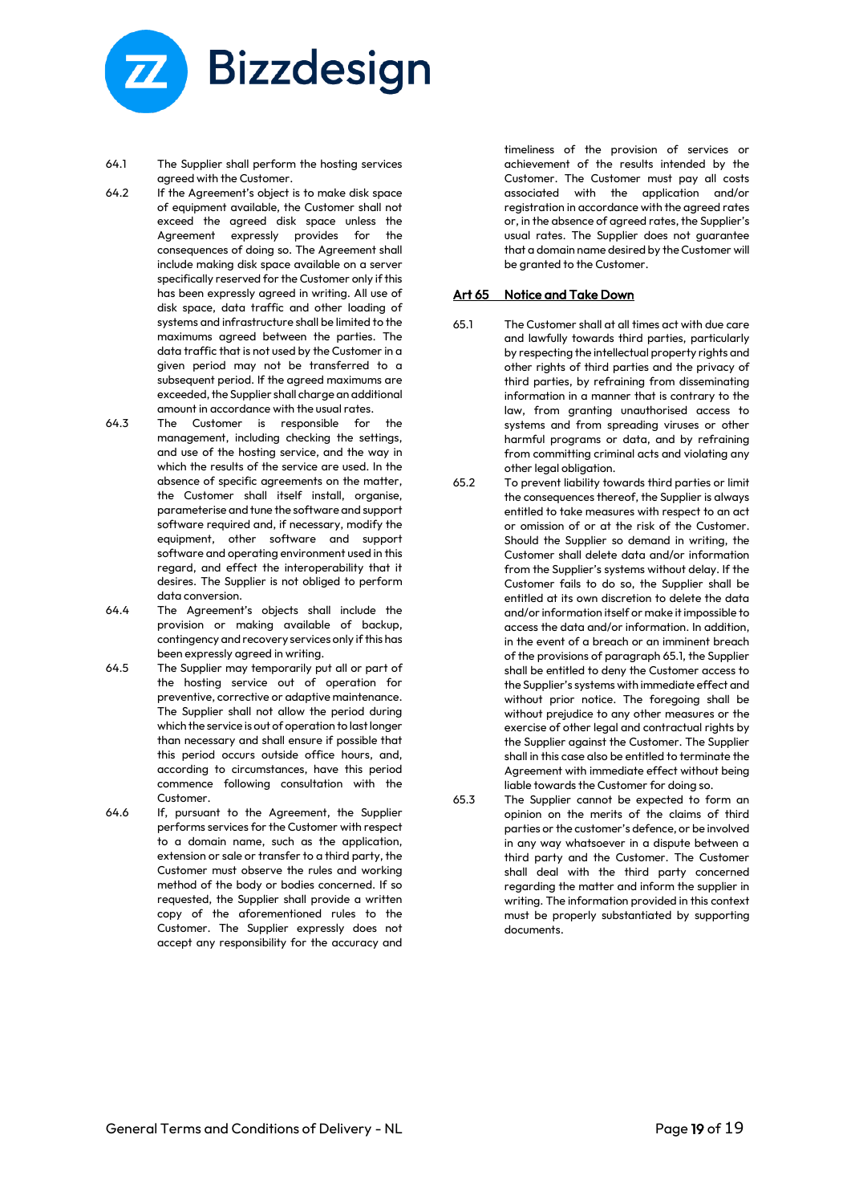64.1 The Supplier shall perform the hosting services agreed with the Customer.

64.2 If the Agreement's object is to make disk space of equipment available, the Customer shall not exceed the agreed disk space unless the Agreement expressly provides for the consequences of doing so. The Agreement shall include making disk space available on a server specifically reserved for the Customer only if this has been expressly agreed in writing. All use of disk space, data traffic and other loading of systems and infrastructure shall be limited to the maximums agreed between the parties. The data traffic that is not used by the Customer in a given period may not be transferred to a subsequent period. If the agreed maximums are exceeded, the Supplier shall charge an additional amount in accordance with the usual rates.

64.3 The Customer is responsible for the management, including checking the settings, and use of the hosting service, and the way in which the results of the service are used. In the absence of specific agreements on the matter, the Customer shall itself install, organise, parameterise and tune the software and support software required and, if necessary, modify the equipment, other software and support software and operating environment used in this regard, and effect the interoperability that it desires. The Supplier is not obliged to perform data conversion.

64.4 The Agreement's objects shall include the provision or making available of backup, contingency and recovery services only if this has been expressly agreed in writing.

64.5 The Supplier may temporarily put all or part of the hosting service out of operation for preventive, corrective or adaptive maintenance. The Supplier shall not allow the period during which the service is out of operation to last longer than necessary and shall ensure if possible that this period occurs outside office hours, and, according to circumstances, have this period commence following consultation with the Customer.

64.6 If, pursuant to the Agreement, the Supplier performs services for the Customer with respect to a domain name, such as the application, extension or sale or transfer to a third party, the Customer must observe the rules and working method of the body or bodies concerned. If so requested, the Supplier shall provide a written copy of the aforementioned rules to the Customer. The Supplier expressly does not accept any responsibility for the accuracy and timeliness of the provision of services or achievement of the results intended by the Customer. The Customer must pay all costs associated with the application and/or registration in accordance with the agreed rates or, in the absence of agreed rates, the Supplier's usual rates. The Supplier does not guarantee that a domain name desired by the Customer will be granted to the Customer.

## Art 65 Notice and Take Down

65.1 The Customer shall at all times act with due care and lawfully towards third parties, particularly by respecting the intellectual property rights and other rights of third parties and the privacy of third parties, by refraining from disseminating information in a manner that is contrary to the law, from granting unauthorised access to systems and from spreading viruses or other harmful programs or data, and by refraining from committing criminal acts and violating any other legal obligation.

65.2 To prevent liability towards third parties or limit the consequences thereof, the Supplier is always entitled to take measures with respect to an act or omission of or at the risk of the Customer. Should the Supplier so demand in writing, the Customer shall delete data and/or information from the Supplier's systems without delay. If the Customer fails to do so, the Supplier shall be entitled at its own discretion to delete the data and/or information itself or make it impossible to access the data and/or information. In addition, in the event of a breach or an imminent breach of the provisions of paragraph 65.1, the Supplier shall be entitled to deny the Customer access to the Supplier's systems with immediate effect and without prior notice. The foregoing shall be without prejudice to any other measures or the exercise of other legal and contractual rights by the Supplier against the Customer. The Supplier shall in this case also be entitled to terminate the Agreement with immediate effect without being liable towards the Customer for doing so.

65.3 The Supplier cannot be expected to form an opinion on the merits of the claims of third parties or the customer's defence, or be involved in any way whatsoever in a dispute between a third party and the Customer. The Customer shall deal with the third party concerned regarding the matter and inform the supplier in writing. The information provided in this context must be properly substantiated by supporting documents.